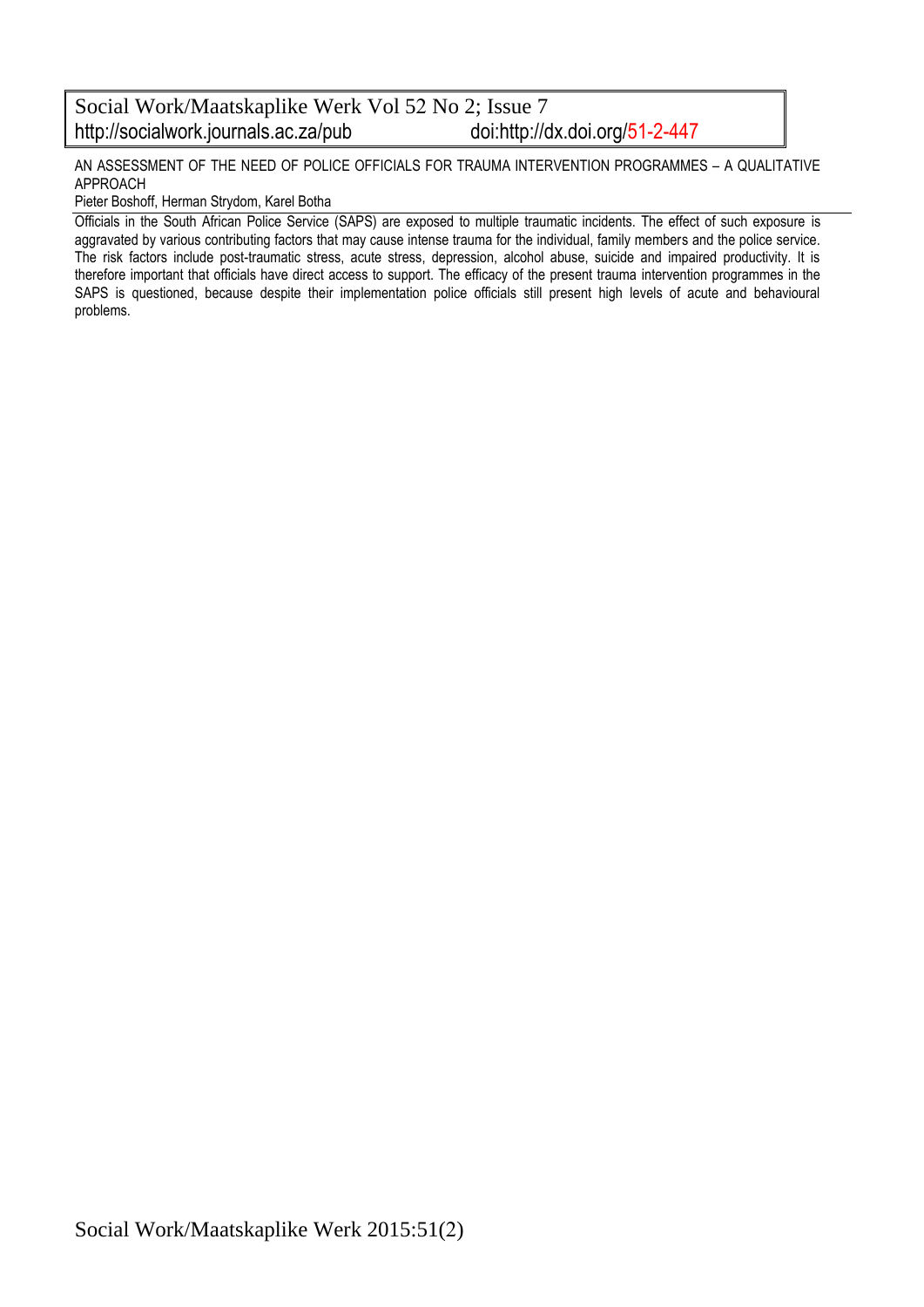Social Work/Maatskaplike Werk Vol 52 No 2; Issue 7
http://socialwork.journals.ac.za/pub doi:http://dx.doi.org/51-2-447

# AN ASSESSMENT OF THE NEED OF POLICE OFFICIALS FOR TRAUMA INTERVENTION PROGRAMMES – A QUALITATIVE APPROACH

Pieter Boshoff, Herman Strydom, Karel Botha

Officials in the South African Police Service (SAPS) are exposed to multiple traumatic incidents. The effect of such exposure is aggravated by various contributing factors that may cause intense trauma for the individual, family members and the police service. The risk factors include post-traumatic stress, acute stress, depression, alcohol abuse, suicide and impaired productivity. It is therefore important that officials have direct access to support. The efficacy of the present trauma intervention programmes in the SAPS is questioned, because despite their implementation police officials still present high levels of acute and behavioural problems.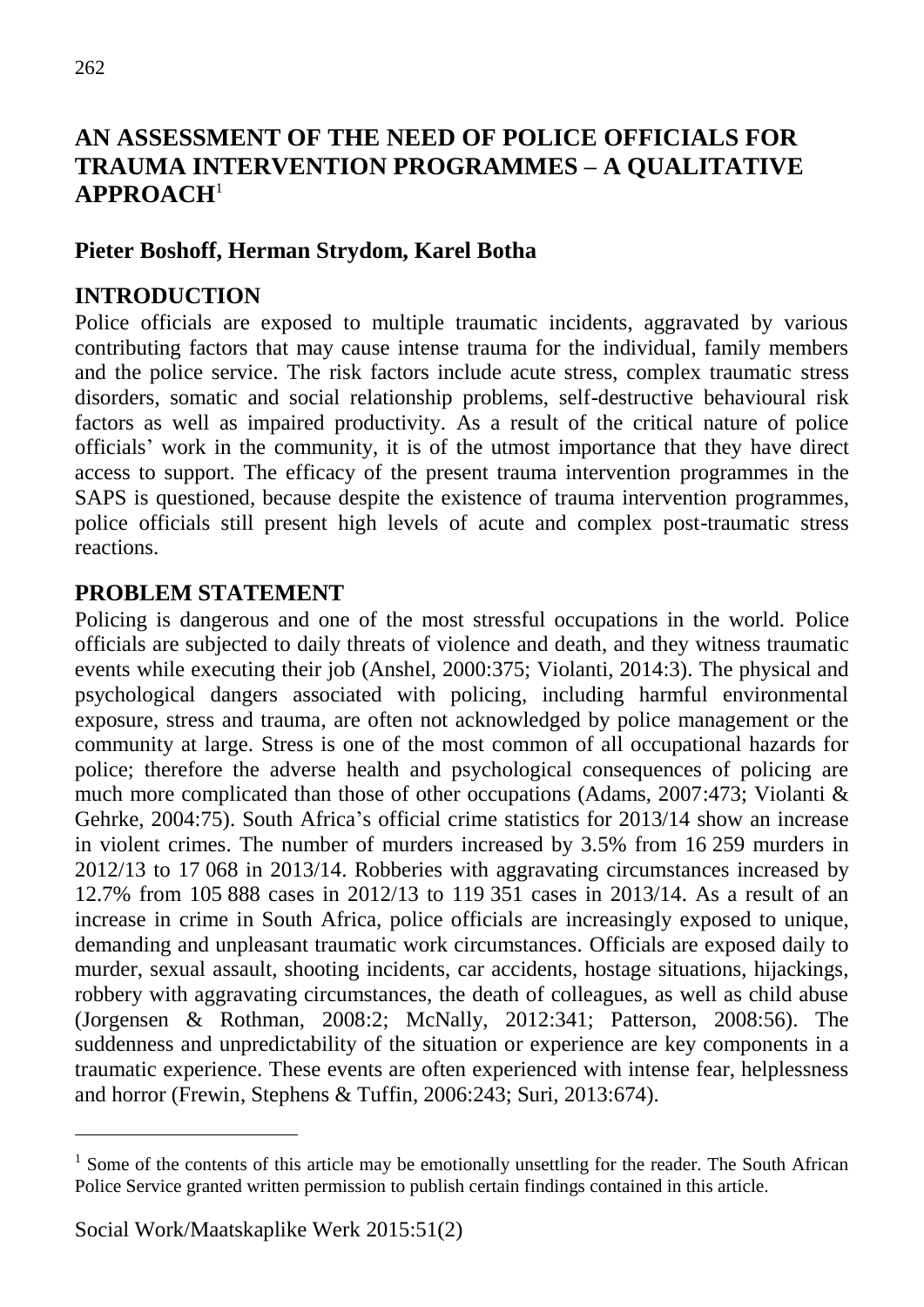# AN ASSESSMENT OF THE NEED OF POLICE OFFICIALS FOR TRAUMA INTERVENTION PROGRAMMES – A QUALITATIVE APPROACH[1]

**Pieter Boshoff, Herman Strydom, Karel Botha**

## INTRODUCTION

Police officials are exposed to multiple traumatic incidents, aggravated by various contributing factors that may cause intense trauma for the individual, family members and the police service. The risk factors include acute stress, complex traumatic stress disorders, somatic and social relationship problems, self-destructive behavioural risk factors as well as impaired productivity. As a result of the critical nature of police officials' work in the community, it is of the utmost importance that they have direct access to support. The efficacy of the present trauma intervention programmes in the SAPS is questioned, because despite the existence of trauma intervention programmes, police officials still present high levels of acute and complex post-traumatic stress reactions.

## PROBLEM STATEMENT

Policing is dangerous and one of the most stressful occupations in the world. Police officials are subjected to daily threats of violence and death, and they witness traumatic events while executing their job (Anshel, 2000:375; Violanti, 2014:3). The physical and psychological dangers associated with policing, including harmful environmental exposure, stress and trauma, are often not acknowledged by police management or the community at large. Stress is one of the most common of all occupational hazards for police; therefore the adverse health and psychological consequences of policing are much more complicated than those of other occupations (Adams, 2007:473; Violanti & Gehrke, 2004:75). South Africa's official crime statistics for 2013/14 show an increase in violent crimes. The number of murders increased by 3.5% from 16 259 murders in 2012/13 to 17 068 in 2013/14. Robberies with aggravating circumstances increased by 12.7% from 105 888 cases in 2012/13 to 119 351 cases in 2013/14. As a result of an increase in crime in South Africa, police officials are increasingly exposed to unique, demanding and unpleasant traumatic work circumstances. Officials are exposed daily to murder, sexual assault, shooting incidents, car accidents, hostage situations, hijackings, robbery with aggravating circumstances, the death of colleagues, as well as child abuse (Jorgensen & Rothman, 2008:2; McNally, 2012:341; Patterson, 2008:56). The suddenness and unpredictability of the situation or experience are key components in a traumatic experience. These events are often experienced with intense fear, helplessness and horror (Frewin, Stephens & Tuffin, 2006:243; Suri, 2013:674).

---

[1] Some of the contents of this article may be emotionally unsettling for the reader. The South African Police Service granted written permission to publish certain findings contained in this article.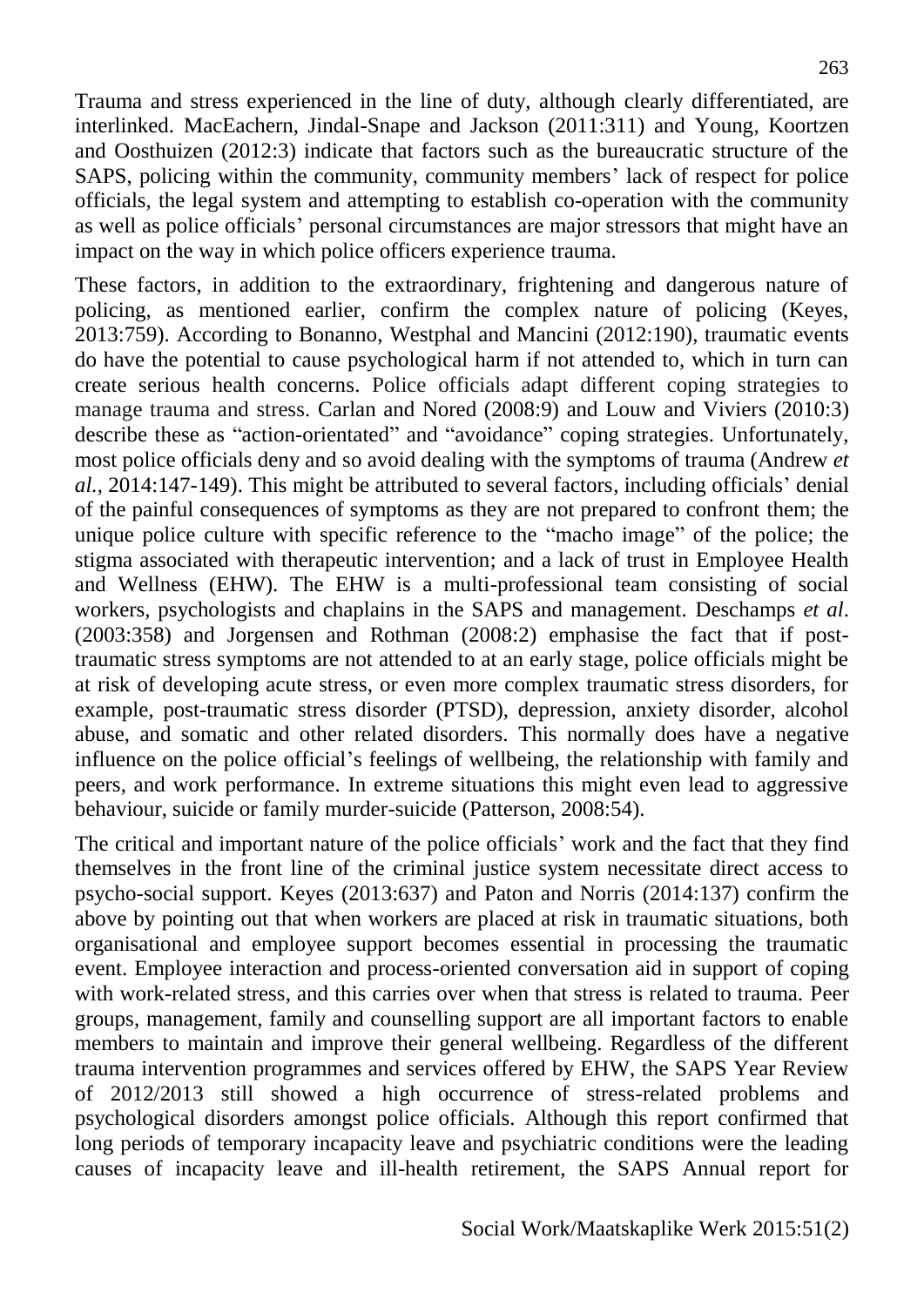Trauma and stress experienced in the line of duty, although clearly differentiated, are interlinked. MacEachern, Jindal-Snape and Jackson (2011:311) and Young, Koortzen and Oosthuizen (2012:3) indicate that factors such as the bureaucratic structure of the SAPS, policing within the community, community members' lack of respect for police officials, the legal system and attempting to establish co-operation with the community as well as police officials' personal circumstances are major stressors that might have an impact on the way in which police officers experience trauma.

These factors, in addition to the extraordinary, frightening and dangerous nature of policing, as mentioned earlier, confirm the complex nature of policing (Keyes, 2013:759). According to Bonanno, Westphal and Mancini (2012:190), traumatic events do have the potential to cause psychological harm if not attended to, which in turn can create serious health concerns. Police officials adapt different coping strategies to manage trauma and stress. Carlan and Nored (2008:9) and Louw and Viviers (2010:3) describe these as "action-orientated" and "avoidance" coping strategies. Unfortunately, most police officials deny and so avoid dealing with the symptoms of trauma (Andrew *et al.*, 2014:147-149). This might be attributed to several factors, including officials' denial of the painful consequences of symptoms as they are not prepared to confront them; the unique police culture with specific reference to the "macho image" of the police; the stigma associated with therapeutic intervention; and a lack of trust in Employee Health and Wellness (EHW). The EHW is a multi-professional team consisting of social workers, psychologists and chaplains in the SAPS and management. Deschamps *et al*. (2003:358) and Jorgensen and Rothman (2008:2) emphasise the fact that if post-traumatic stress symptoms are not attended to at an early stage, police officials might be at risk of developing acute stress, or even more complex traumatic stress disorders, for example, post-traumatic stress disorder (PTSD), depression, anxiety disorder, alcohol abuse, and somatic and other related disorders. This normally does have a negative influence on the police official's feelings of wellbeing, the relationship with family and peers, and work performance. In extreme situations this might even lead to aggressive behaviour, suicide or family murder-suicide (Patterson, 2008:54).

The critical and important nature of the police officials' work and the fact that they find themselves in the front line of the criminal justice system necessitate direct access to psycho-social support. Keyes (2013:637) and Paton and Norris (2014:137) confirm the above by pointing out that when workers are placed at risk in traumatic situations, both organisational and employee support becomes essential in processing the traumatic event. Employee interaction and process-oriented conversation aid in support of coping with work-related stress, and this carries over when that stress is related to trauma. Peer groups, management, family and counselling support are all important factors to enable members to maintain and improve their general wellbeing. Regardless of the different trauma intervention programmes and services offered by EHW, the SAPS Year Review of 2012/2013 still showed a high occurrence of stress-related problems and psychological disorders amongst police officials. Although this report confirmed that long periods of temporary incapacity leave and psychiatric conditions were the leading causes of incapacity leave and ill-health retirement, the SAPS Annual report for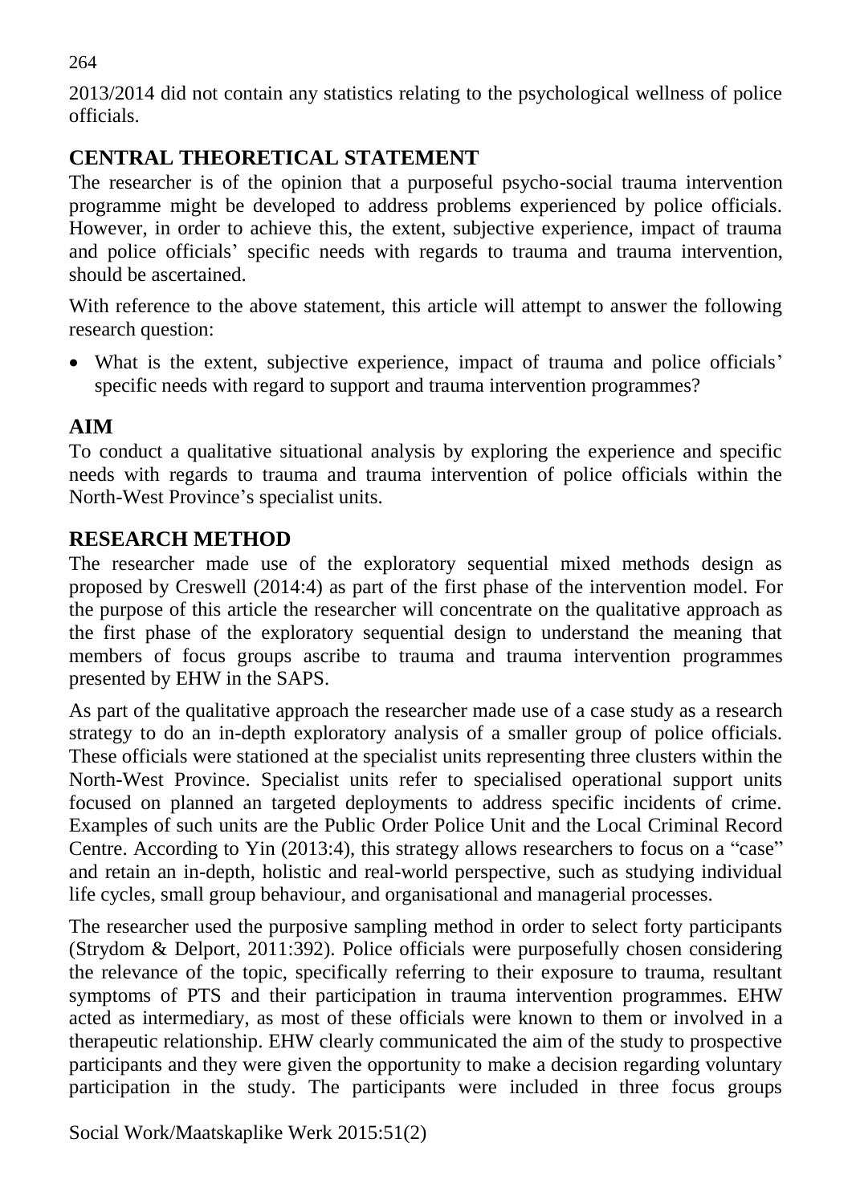2013/2014 did not contain any statistics relating to the psychological wellness of police officials.

## CENTRAL THEORETICAL STATEMENT

The researcher is of the opinion that a purposeful psycho-social trauma intervention programme might be developed to address problems experienced by police officials. However, in order to achieve this, the extent, subjective experience, impact of trauma and police officials' specific needs with regards to trauma and trauma intervention, should be ascertained.

With reference to the above statement, this article will attempt to answer the following research question:

- What is the extent, subjective experience, impact of trauma and police officials' specific needs with regard to support and trauma intervention programmes?

## AIM

To conduct a qualitative situational analysis by exploring the experience and specific needs with regards to trauma and trauma intervention of police officials within the North-West Province's specialist units.

## RESEARCH METHOD

The researcher made use of the exploratory sequential mixed methods design as proposed by Creswell (2014:4) as part of the first phase of the intervention model. For the purpose of this article the researcher will concentrate on the qualitative approach as the first phase of the exploratory sequential design to understand the meaning that members of focus groups ascribe to trauma and trauma intervention programmes presented by EHW in the SAPS.

As part of the qualitative approach the researcher made use of a case study as a research strategy to do an in-depth exploratory analysis of a smaller group of police officials. These officials were stationed at the specialist units representing three clusters within the North-West Province. Specialist units refer to specialised operational support units focused on planned an targeted deployments to address specific incidents of crime. Examples of such units are the Public Order Police Unit and the Local Criminal Record Centre. According to Yin (2013:4), this strategy allows researchers to focus on a "case" and retain an in-depth, holistic and real-world perspective, such as studying individual life cycles, small group behaviour, and organisational and managerial processes.

The researcher used the purposive sampling method in order to select forty participants (Strydom & Delport, 2011:392). Police officials were purposefully chosen considering the relevance of the topic, specifically referring to their exposure to trauma, resultant symptoms of PTS and their participation in trauma intervention programmes. EHW acted as intermediary, as most of these officials were known to them or involved in a therapeutic relationship. EHW clearly communicated the aim of the study to prospective participants and they were given the opportunity to make a decision regarding voluntary participation in the study. The participants were included in three focus groups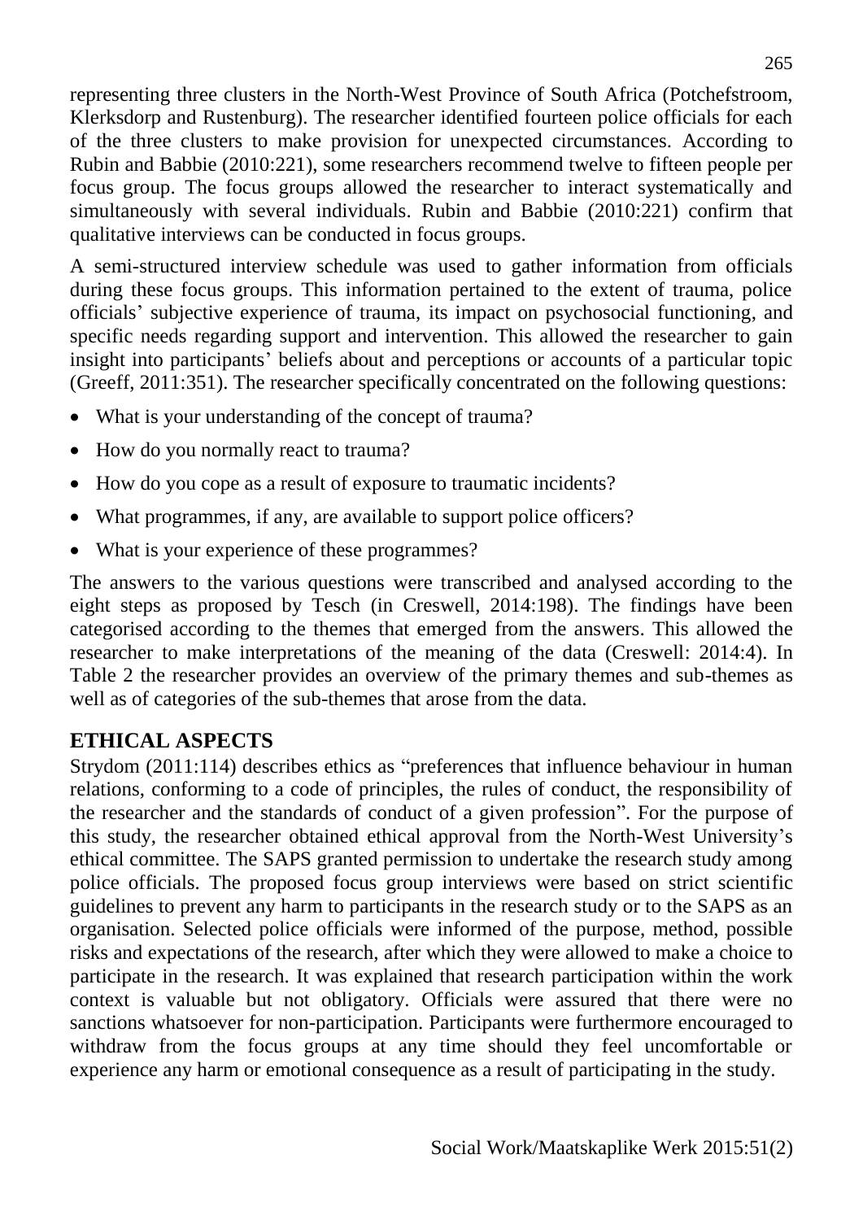representing three clusters in the North-West Province of South Africa (Potchefstroom, Klerksdorp and Rustenburg). The researcher identified fourteen police officials for each of the three clusters to make provision for unexpected circumstances. According to Rubin and Babbie (2010:221), some researchers recommend twelve to fifteen people per focus group. The focus groups allowed the researcher to interact systematically and simultaneously with several individuals. Rubin and Babbie (2010:221) confirm that qualitative interviews can be conducted in focus groups.

A semi-structured interview schedule was used to gather information from officials during these focus groups. This information pertained to the extent of trauma, police officials' subjective experience of trauma, its impact on psychosocial functioning, and specific needs regarding support and intervention. This allowed the researcher to gain insight into participants' beliefs about and perceptions or accounts of a particular topic (Greeff, 2011:351). The researcher specifically concentrated on the following questions:

- What is your understanding of the concept of trauma?
- How do you normally react to trauma?
- How do you cope as a result of exposure to traumatic incidents?
- What programmes, if any, are available to support police officers?
- What is your experience of these programmes?

The answers to the various questions were transcribed and analysed according to the eight steps as proposed by Tesch (in Creswell, 2014:198). The findings have been categorised according to the themes that emerged from the answers. This allowed the researcher to make interpretations of the meaning of the data (Creswell: 2014:4). In Table 2 the researcher provides an overview of the primary themes and sub-themes as well as of categories of the sub-themes that arose from the data.

## ETHICAL ASPECTS

Strydom (2011:114) describes ethics as "preferences that influence behaviour in human relations, conforming to a code of principles, the rules of conduct, the responsibility of the researcher and the standards of conduct of a given profession". For the purpose of this study, the researcher obtained ethical approval from the North-West University's ethical committee. The SAPS granted permission to undertake the research study among police officials. The proposed focus group interviews were based on strict scientific guidelines to prevent any harm to participants in the research study or to the SAPS as an organisation. Selected police officials were informed of the purpose, method, possible risks and expectations of the research, after which they were allowed to make a choice to participate in the research. It was explained that research participation within the work context is valuable but not obligatory. Officials were assured that there were no sanctions whatsoever for non-participation. Participants were furthermore encouraged to withdraw from the focus groups at any time should they feel uncomfortable or experience any harm or emotional consequence as a result of participating in the study.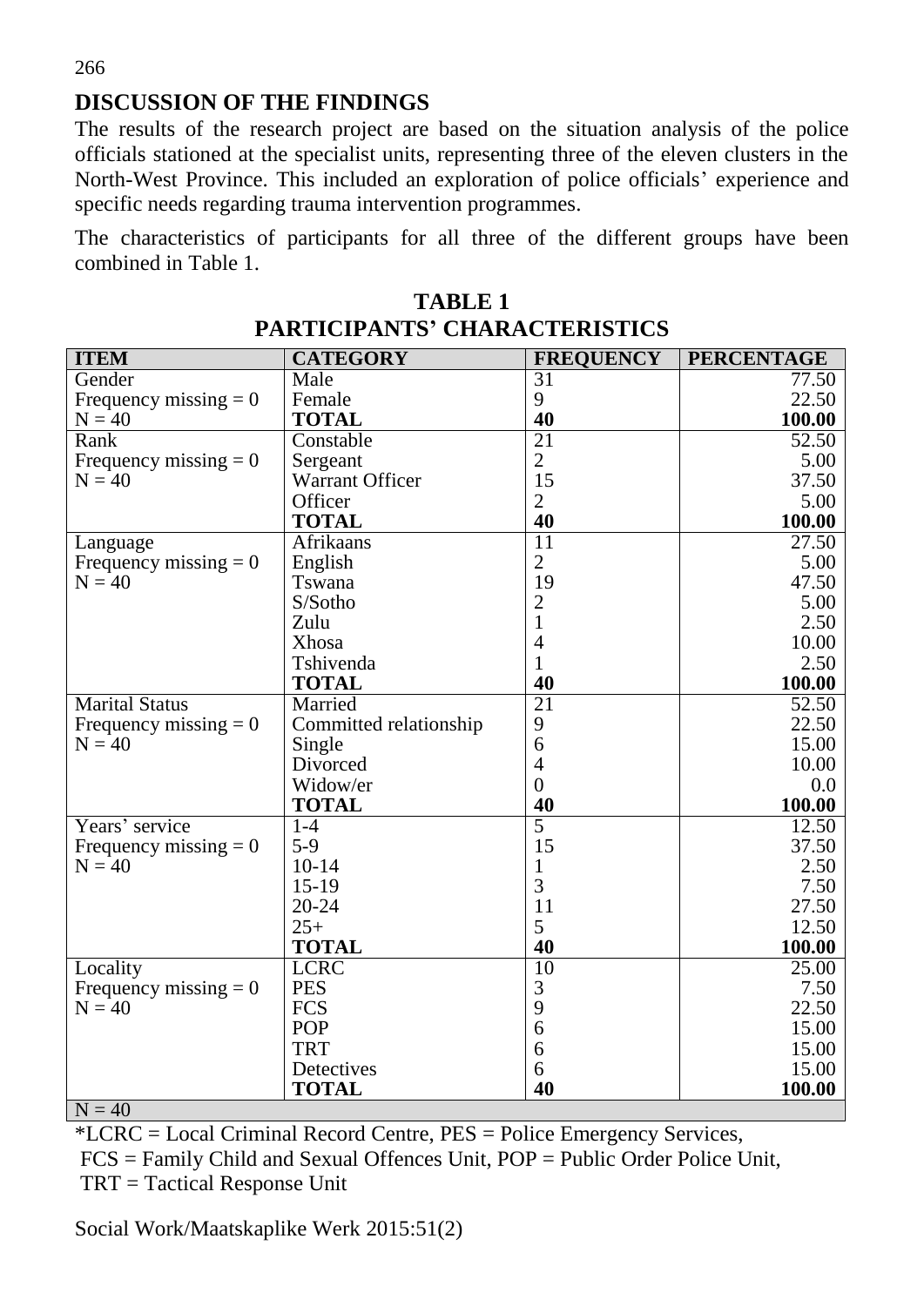## DISCUSSION OF THE FINDINGS

The results of the research project are based on the situation analysis of the police officials stationed at the specialist units, representing three of the eleven clusters in the North-West Province. This included an exploration of police officials' experience and specific needs regarding trauma intervention programmes.

The characteristics of participants for all three of the different groups have been combined in Table 1.

**TABLE 1**
**PARTICIPANTS' CHARACTERISTICS**

| ITEM | CATEGORY | FREQUENCY | PERCENTAGE |
|---|---|---|---|
| Gender | Male | 31 | 77.50 |
| Frequency missing = 0 | Female | 9 | 22.50 |
| N = 40 | **TOTAL** | **40** | **100.00** |
| Rank | Constable | 21 | 52.50 |
| Frequency missing = 0 | Sergeant | 2 | 5.00 |
| N = 40 | Warrant Officer | 15 | 37.50 |
| | Officer | 2 | 5.00 |
| | **TOTAL** | **40** | **100.00** |
| Language | Afrikaans | 11 | 27.50 |
| Frequency missing = 0 | English | 2 | 5.00 |
| N = 40 | Tswana | 19 | 47.50 |
| | S/Sotho | 2 | 5.00 |
| | Zulu | 1 | 2.50 |
| | Xhosa | 4 | 10.00 |
| | Tshivenda | 1 | 2.50 |
| | **TOTAL** | **40** | **100.00** |
| Marital Status | Married | 21 | 52.50 |
| Frequency missing = 0 | Committed relationship | 9 | 22.50 |
| N = 40 | Single | 6 | 15.00 |
| | Divorced | 4 | 10.00 |
| | Widow/er | 0 | 0.0 |
| | **TOTAL** | **40** | **100.00** |
| Years' service | 1-4 | 5 | 12.50 |
| Frequency missing = 0 | 5-9 | 15 | 37.50 |
| N = 40 | 10-14 | 1 | 2.50 |
| | 15-19 | 3 | 7.50 |
| | 20-24 | 11 | 27.50 |
| | 25+ | 5 | 12.50 |
| | **TOTAL** | **40** | **100.00** |
| Locality | LCRC | 10 | 25.00 |
| Frequency missing = 0 | PES | 3 | 7.50 |
| N = 40 | FCS | 9 | 22.50 |
| | POP | 6 | 15.00 |
| | TRT | 6 | 15.00 |
| | Detectives | 6 | 15.00 |
| | **TOTAL** | **40** | **100.00** |
| N = 40 | | | |

*LCRC = Local Criminal Record Centre, PES = Police Emergency Services,
FCS = Family Child and Sexual Offences Unit, POP = Public Order Police Unit,
TRT = Tactical Response Unit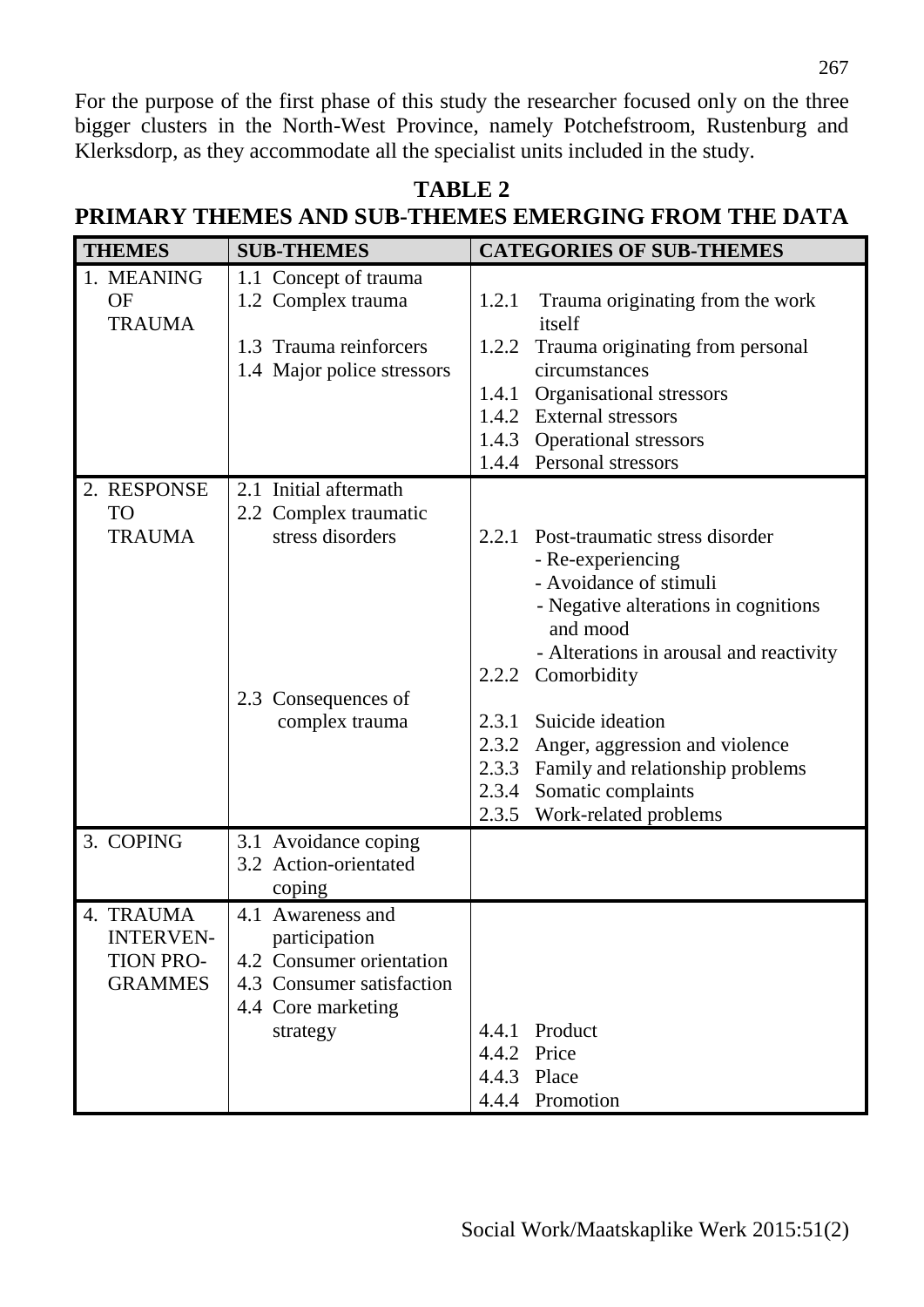For the purpose of the first phase of this study the researcher focused only on the three bigger clusters in the North-West Province, namely Potchefstroom, Rustenburg and Klerksdorp, as they accommodate all the specialist units included in the study.

**TABLE 2**
**PRIMARY THEMES AND SUB-THEMES EMERGING FROM THE DATA**

| THEMES | SUB-THEMES | CATEGORIES OF SUB-THEMES |
|---|---|---|
| 1. MEANING OF TRAUMA | 1.1 Concept of trauma | |
| | 1.2 Complex trauma | 1.2.1 Trauma originating from the work itself |
| | | 1.2.2 Trauma originating from personal circumstances |
| | 1.3 Trauma reinforcers | |
| | 1.4 Major police stressors | 1.4.1 Organisational stressors |
| | | 1.4.2 External stressors |
| | | 1.4.3 Operational stressors |
| | | 1.4.4 Personal stressors |
| 2. RESPONSE TO TRAUMA | 2.1 Initial aftermath | |
| | 2.2 Complex traumatic stress disorders | 2.2.1 Post-traumatic stress disorder<br>- Re-experiencing<br>- Avoidance of stimuli<br>- Negative alterations in cognitions and mood<br>- Alterations in arousal and reactivity |
| | | 2.2.2 Comorbidity |
| | 2.3 Consequences of complex trauma | 2.3.1 Suicide ideation |
| | | 2.3.2 Anger, aggression and violence |
| | | 2.3.3 Family and relationship problems |
| | | 2.3.4 Somatic complaints |
| | | 2.3.5 Work-related problems |
| 3. COPING | 3.1 Avoidance coping | |
| | 3.2 Action-orientated coping | |
| 4. TRAUMA INTERVENTION PROGRAMMES | 4.1 Awareness and participation | |
| | 4.2 Consumer orientation | |
| | 4.3 Consumer satisfaction | |
| | 4.4 Core marketing strategy | 4.4.1 Product |
| | | 4.4.2 Price |
| | | 4.4.3 Place |
| | | 4.4.4 Promotion |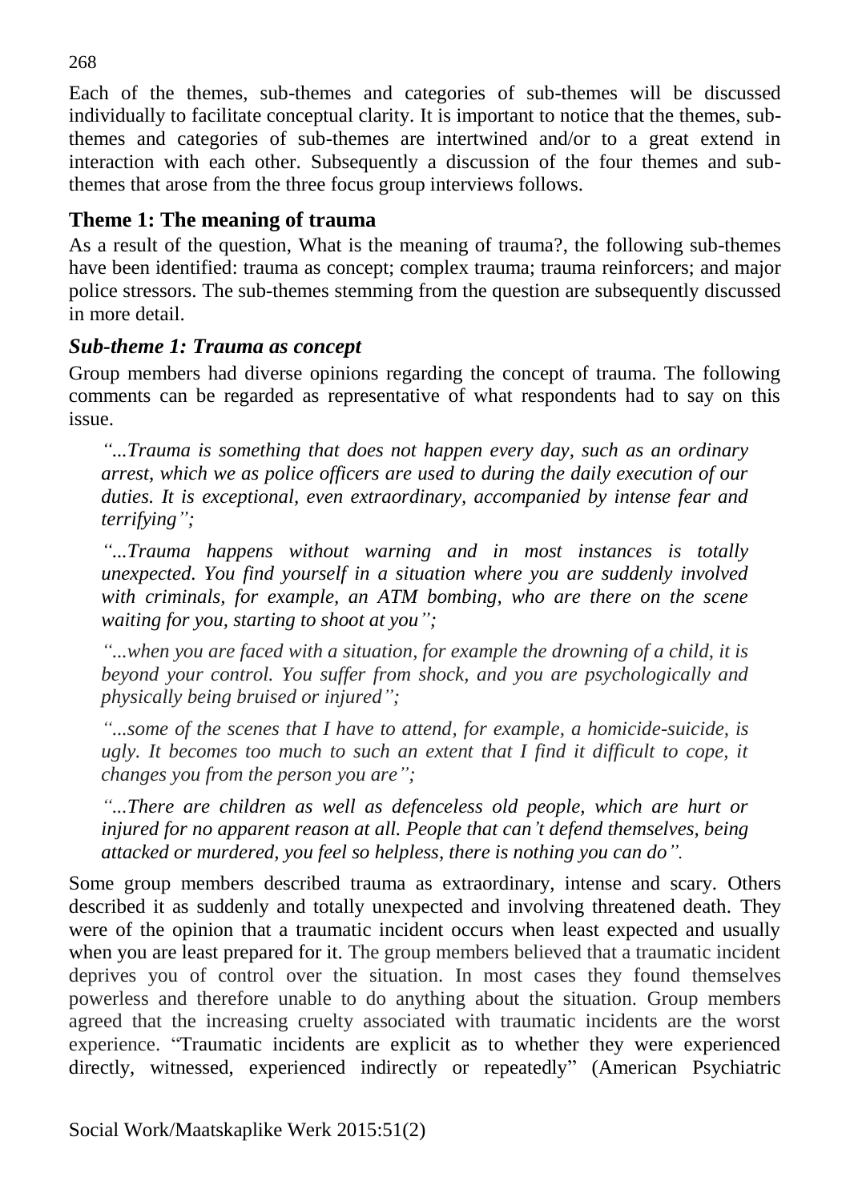Each of the themes, sub-themes and categories of sub-themes will be discussed individually to facilitate conceptual clarity. It is important to notice that the themes, sub-themes and categories of sub-themes are intertwined and/or to a great extend in interaction with each other. Subsequently a discussion of the four themes and sub-themes that arose from the three focus group interviews follows.

## Theme 1: The meaning of trauma

As a result of the question, What is the meaning of trauma?, the following sub-themes have been identified: trauma as concept; complex trauma; trauma reinforcers; and major police stressors. The sub-themes stemming from the question are subsequently discussed in more detail.

### *Sub-theme 1: Trauma as concept*

Group members had diverse opinions regarding the concept of trauma. The following comments can be regarded as representative of what respondents had to say on this issue.

> *"...Trauma is something that does not happen every day, such as an ordinary arrest, which we as police officers are used to during the daily execution of our duties. It is exceptional, even extraordinary, accompanied by intense fear and terrifying";*
>
> *"...Trauma happens without warning and in most instances is totally unexpected. You find yourself in a situation where you are suddenly involved with criminals, for example, an ATM bombing, who are there on the scene waiting for you, starting to shoot at you";*
>
> *"...when you are faced with a situation, for example the drowning of a child, it is beyond your control. You suffer from shock, and you are psychologically and physically being bruised or injured";*
>
> *"...some of the scenes that I have to attend, for example, a homicide-suicide, is ugly. It becomes too much to such an extent that I find it difficult to cope, it changes you from the person you are";*
>
> *"...There are children as well as defenceless old people, which are hurt or injured for no apparent reason at all. People that can't defend themselves, being attacked or murdered, you feel so helpless, there is nothing you can do".*

Some group members described trauma as extraordinary, intense and scary. Others described it as suddenly and totally unexpected and involving threatened death. They were of the opinion that a traumatic incident occurs when least expected and usually when you are least prepared for it. The group members believed that a traumatic incident deprives you of control over the situation. In most cases they found themselves powerless and therefore unable to do anything about the situation. Group members agreed that the increasing cruelty associated with traumatic incidents are the worst experience. "Traumatic incidents are explicit as to whether they were experienced directly, witnessed, experienced indirectly or repeatedly" (American Psychiatric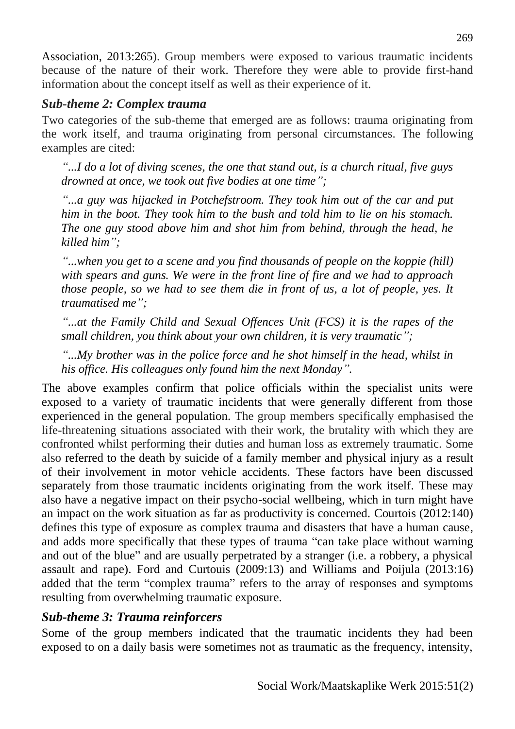Association, 2013:265). Group members were exposed to various traumatic incidents because of the nature of their work. Therefore they were able to provide first-hand information about the concept itself as well as their experience of it.

### *Sub-theme 2: Complex trauma*

Two categories of the sub-theme that emerged are as follows: trauma originating from the work itself, and trauma originating from personal circumstances. The following examples are cited:

> *"...I do a lot of diving scenes, the one that stand out, is a church ritual, five guys drowned at once, we took out five bodies at one time";*
>
> *"...a guy was hijacked in Potchefstroom. They took him out of the car and put him in the boot. They took him to the bush and told him to lie on his stomach. The one guy stood above him and shot him from behind, through the head, he killed him";*
>
> *"...when you get to a scene and you find thousands of people on the koppie (hill) with spears and guns. We were in the front line of fire and we had to approach those people, so we had to see them die in front of us, a lot of people, yes. It traumatised me";*
>
> *"...at the Family Child and Sexual Offences Unit (FCS) it is the rapes of the small children, you think about your own children, it is very traumatic";*
>
> *"...My brother was in the police force and he shot himself in the head, whilst in his office. His colleagues only found him the next Monday".*

The above examples confirm that police officials within the specialist units were exposed to a variety of traumatic incidents that were generally different from those experienced in the general population. The group members specifically emphasised the life-threatening situations associated with their work, the brutality with which they are confronted whilst performing their duties and human loss as extremely traumatic. Some also referred to the death by suicide of a family member and physical injury as a result of their involvement in motor vehicle accidents. These factors have been discussed separately from those traumatic incidents originating from the work itself. These may also have a negative impact on their psycho-social wellbeing, which in turn might have an impact on the work situation as far as productivity is concerned. Courtois (2012:140) defines this type of exposure as complex trauma and disasters that have a human cause, and adds more specifically that these types of trauma "can take place without warning and out of the blue" and are usually perpetrated by a stranger (i.e. a robbery, a physical assault and rape). Ford and Curtouis (2009:13) and Williams and Poijula (2013:16) added that the term "complex trauma" refers to the array of responses and symptoms resulting from overwhelming traumatic exposure.

### *Sub-theme 3: Trauma reinforcers*

Some of the group members indicated that the traumatic incidents they had been exposed to on a daily basis were sometimes not as traumatic as the frequency, intensity,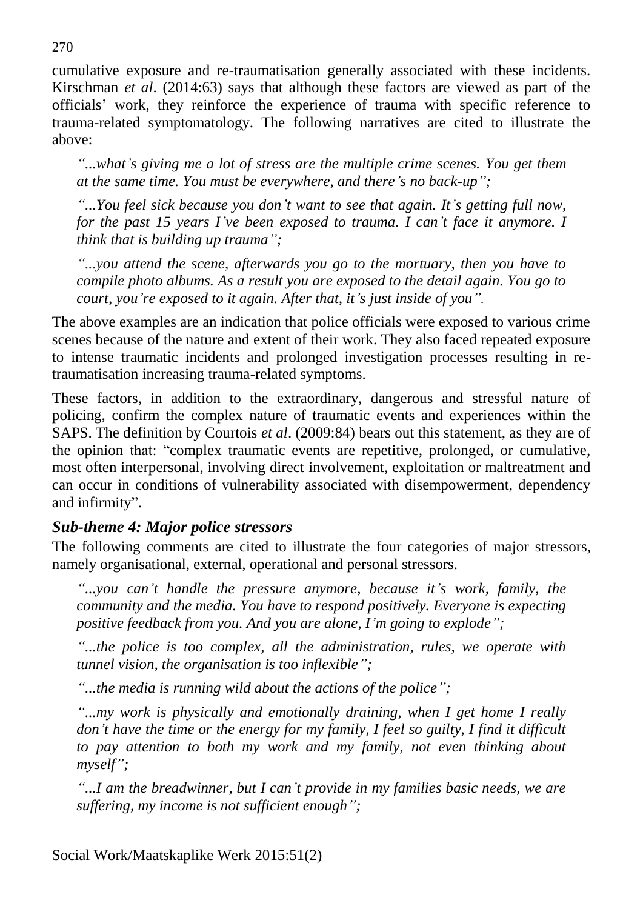cumulative exposure and re-traumatisation generally associated with these incidents. Kirschman *et al*. (2014:63) says that although these factors are viewed as part of the officials' work, they reinforce the experience of trauma with specific reference to trauma-related symptomatology. The following narratives are cited to illustrate the above:

> *"...what's giving me a lot of stress are the multiple crime scenes. You get them at the same time. You must be everywhere, and there's no back-up";*
>
> *"...You feel sick because you don't want to see that again. It's getting full now, for the past 15 years I've been exposed to trauma. I can't face it anymore. I think that is building up trauma";*
>
> *"...you attend the scene, afterwards you go to the mortuary, then you have to compile photo albums. As a result you are exposed to the detail again. You go to court, you're exposed to it again. After that, it's just inside of you".*

The above examples are an indication that police officials were exposed to various crime scenes because of the nature and extent of their work. They also faced repeated exposure to intense traumatic incidents and prolonged investigation processes resulting in re-traumatisation increasing trauma-related symptoms.

These factors, in addition to the extraordinary, dangerous and stressful nature of policing, confirm the complex nature of traumatic events and experiences within the SAPS. The definition by Courtois *et al*. (2009:84) bears out this statement, as they are of the opinion that: "complex traumatic events are repetitive, prolonged, or cumulative, most often interpersonal, involving direct involvement, exploitation or maltreatment and can occur in conditions of vulnerability associated with disempowerment, dependency and infirmity".

### *Sub-theme 4: Major police stressors*

The following comments are cited to illustrate the four categories of major stressors, namely organisational, external, operational and personal stressors.

> *"...you can't handle the pressure anymore, because it's work, family, the community and the media. You have to respond positively. Everyone is expecting positive feedback from you. And you are alone, I'm going to explode";*
>
> *"...the police is too complex, all the administration, rules, we operate with tunnel vision, the organisation is too inflexible";*
>
> *"...the media is running wild about the actions of the police";*
>
> *"...my work is physically and emotionally draining, when I get home I really don't have the time or the energy for my family, I feel so guilty, I find it difficult to pay attention to both my work and my family, not even thinking about myself";*
>
> *"...I am the breadwinner, but I can't provide in my families basic needs, we are suffering, my income is not sufficient enough";*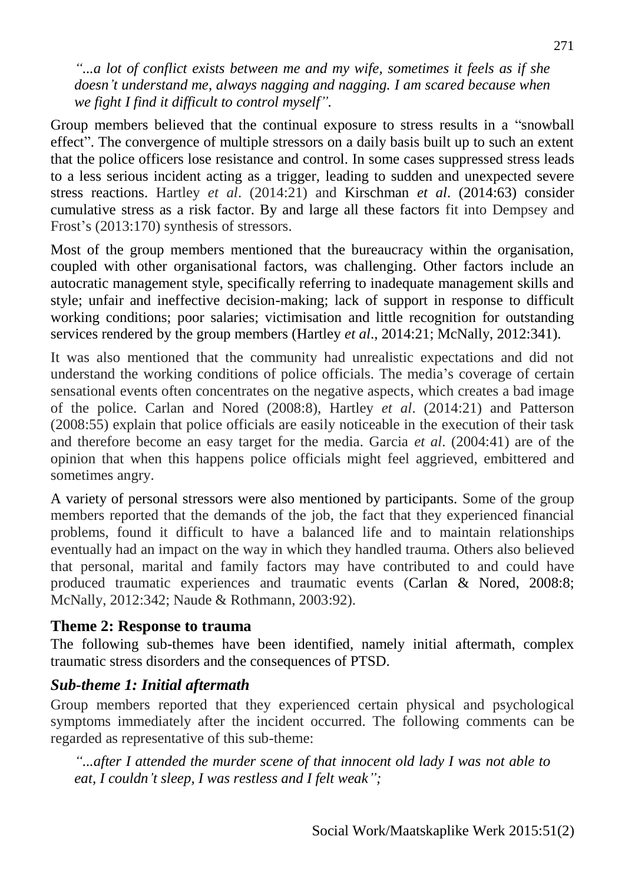*"...a lot of conflict exists between me and my wife, sometimes it feels as if she doesn't understand me, always nagging and nagging. I am scared because when we fight I find it difficult to control myself".*

Group members believed that the continual exposure to stress results in a "snowball effect". The convergence of multiple stressors on a daily basis built up to such an extent that the police officers lose resistance and control. In some cases suppressed stress leads to a less serious incident acting as a trigger, leading to sudden and unexpected severe stress reactions. Hartley *et al*. (2014:21) and Kirschman *et al*. (2014:63) consider cumulative stress as a risk factor. By and large all these factors fit into Dempsey and Frost's (2013:170) synthesis of stressors.

Most of the group members mentioned that the bureaucracy within the organisation, coupled with other organisational factors, was challenging. Other factors include an autocratic management style, specifically referring to inadequate management skills and style; unfair and ineffective decision-making; lack of support in response to difficult working conditions; poor salaries; victimisation and little recognition for outstanding services rendered by the group members (Hartley *et al*., 2014:21; McNally, 2012:341).

It was also mentioned that the community had unrealistic expectations and did not understand the working conditions of police officials. The media's coverage of certain sensational events often concentrates on the negative aspects, which creates a bad image of the police. Carlan and Nored (2008:8), Hartley *et al*. (2014:21) and Patterson (2008:55) explain that police officials are easily noticeable in the execution of their task and therefore become an easy target for the media. Garcia *et al*. (2004:41) are of the opinion that when this happens police officials might feel aggrieved, embittered and sometimes angry.

A variety of personal stressors were also mentioned by participants. Some of the group members reported that the demands of the job, the fact that they experienced financial problems, found it difficult to have a balanced life and to maintain relationships eventually had an impact on the way in which they handled trauma. Others also believed that personal, marital and family factors may have contributed to and could have produced traumatic experiences and traumatic events (Carlan & Nored, 2008:8; McNally, 2012:342; Naude & Rothmann, 2003:92).

## Theme 2: Response to trauma

The following sub-themes have been identified, namely initial aftermath, complex traumatic stress disorders and the consequences of PTSD.

### *Sub-theme 1: Initial aftermath*

Group members reported that they experienced certain physical and psychological symptoms immediately after the incident occurred. The following comments can be regarded as representative of this sub-theme:

*"...after I attended the murder scene of that innocent old lady I was not able to eat, I couldn't sleep, I was restless and I felt weak";*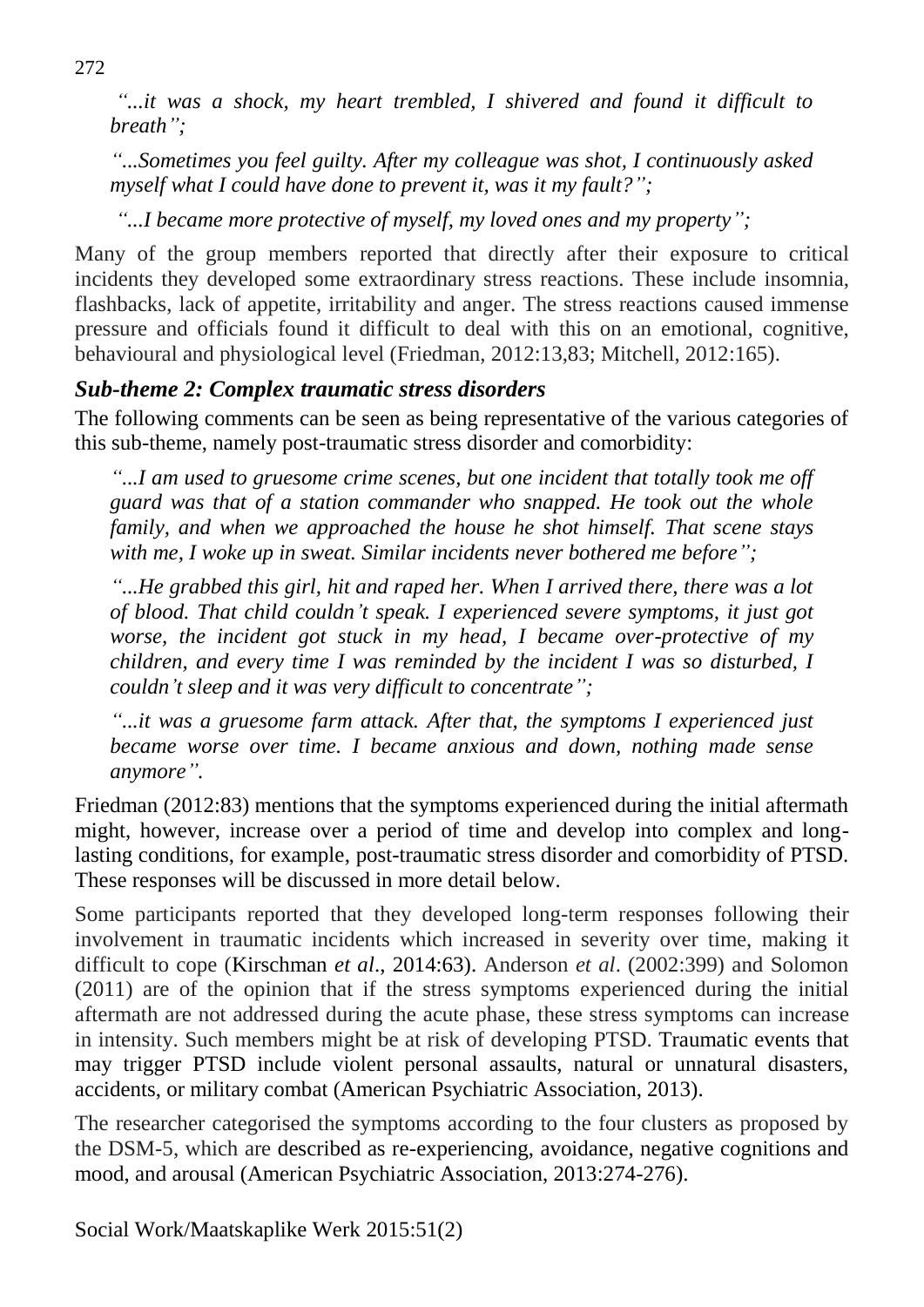*"...it was a shock, my heart trembled, I shivered and found it difficult to breath";*

*"...Sometimes you feel guilty. After my colleague was shot, I continuously asked myself what I could have done to prevent it, was it my fault?";*

*"...I became more protective of myself, my loved ones and my property";*

Many of the group members reported that directly after their exposure to critical incidents they developed some extraordinary stress reactions. These include insomnia, flashbacks, lack of appetite, irritability and anger. The stress reactions caused immense pressure and officials found it difficult to deal with this on an emotional, cognitive, behavioural and physiological level (Friedman, 2012:13,83; Mitchell, 2012:165).

### *Sub-theme 2: Complex traumatic stress disorders*

The following comments can be seen as being representative of the various categories of this sub-theme, namely post-traumatic stress disorder and comorbidity:

*"...I am used to gruesome crime scenes, but one incident that totally took me off guard was that of a station commander who snapped. He took out the whole family, and when we approached the house he shot himself. That scene stays with me, I woke up in sweat. Similar incidents never bothered me before";*

*"...He grabbed this girl, hit and raped her. When I arrived there, there was a lot of blood. That child couldn't speak. I experienced severe symptoms, it just got worse, the incident got stuck in my head, I became over-protective of my children, and every time I was reminded by the incident I was so disturbed, I couldn't sleep and it was very difficult to concentrate";*

*"...it was a gruesome farm attack. After that, the symptoms I experienced just became worse over time. I became anxious and down, nothing made sense anymore".*

Friedman (2012:83) mentions that the symptoms experienced during the initial aftermath might, however, increase over a period of time and develop into complex and long-lasting conditions, for example, post-traumatic stress disorder and comorbidity of PTSD. These responses will be discussed in more detail below.

Some participants reported that they developed long-term responses following their involvement in traumatic incidents which increased in severity over time, making it difficult to cope (Kirschman *et al*., 2014:63). Anderson *et al*. (2002:399) and Solomon (2011) are of the opinion that if the stress symptoms experienced during the initial aftermath are not addressed during the acute phase, these stress symptoms can increase in intensity. Such members might be at risk of developing PTSD. Traumatic events that may trigger PTSD include violent personal assaults, natural or unnatural disasters, accidents, or military combat (American Psychiatric Association, 2013).

The researcher categorised the symptoms according to the four clusters as proposed by the DSM-5, which are described as re-experiencing, avoidance, negative cognitions and mood, and arousal (American Psychiatric Association, 2013:274-276).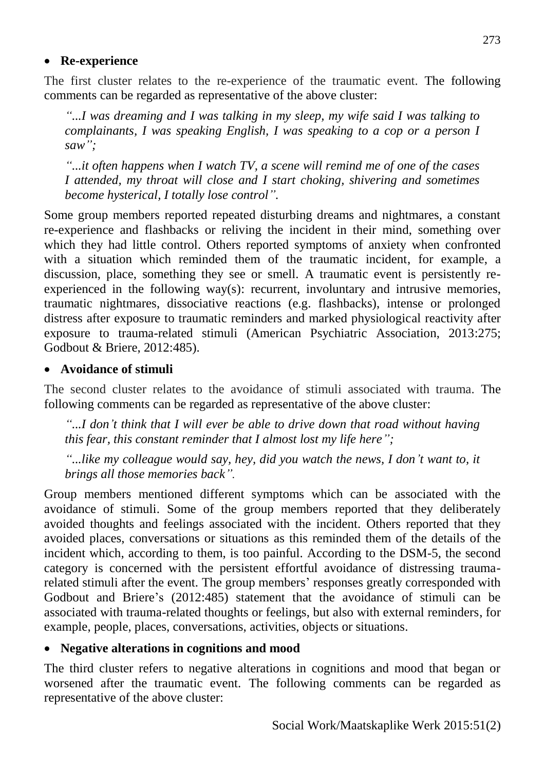- **Re-experience**

The first cluster relates to the re-experience of the traumatic event. The following comments can be regarded as representative of the above cluster:

> *"...I was dreaming and I was talking in my sleep, my wife said I was talking to complainants, I was speaking English, I was speaking to a cop or a person I saw";*
>
> *"...it often happens when I watch TV, a scene will remind me of one of the cases I attended, my throat will close and I start choking, shivering and sometimes become hysterical, I totally lose control".*

Some group members reported repeated disturbing dreams and nightmares, a constant re-experience and flashbacks or reliving the incident in their mind, something over which they had little control. Others reported symptoms of anxiety when confronted with a situation which reminded them of the traumatic incident, for example, a discussion, place, something they see or smell. A traumatic event is persistently re-experienced in the following way(s): recurrent, involuntary and intrusive memories, traumatic nightmares, dissociative reactions (e.g. flashbacks), intense or prolonged distress after exposure to traumatic reminders and marked physiological reactivity after exposure to trauma-related stimuli (American Psychiatric Association, 2013:275; Godbout & Briere, 2012:485).

- **Avoidance of stimuli**

The second cluster relates to the avoidance of stimuli associated with trauma. The following comments can be regarded as representative of the above cluster:

> *"...I don't think that I will ever be able to drive down that road without having this fear, this constant reminder that I almost lost my life here";*
>
> *"...like my colleague would say, hey, did you watch the news, I don't want to, it brings all those memories back".*

Group members mentioned different symptoms which can be associated with the avoidance of stimuli. Some of the group members reported that they deliberately avoided thoughts and feelings associated with the incident. Others reported that they avoided places, conversations or situations as this reminded them of the details of the incident which, according to them, is too painful. According to the DSM-5, the second category is concerned with the persistent effortful avoidance of distressing trauma-related stimuli after the event. The group members' responses greatly corresponded with Godbout and Briere's (2012:485) statement that the avoidance of stimuli can be associated with trauma-related thoughts or feelings, but also with external reminders, for example, people, places, conversations, activities, objects or situations.

- **Negative alterations in cognitions and mood**

The third cluster refers to negative alterations in cognitions and mood that began or worsened after the traumatic event. The following comments can be regarded as representative of the above cluster: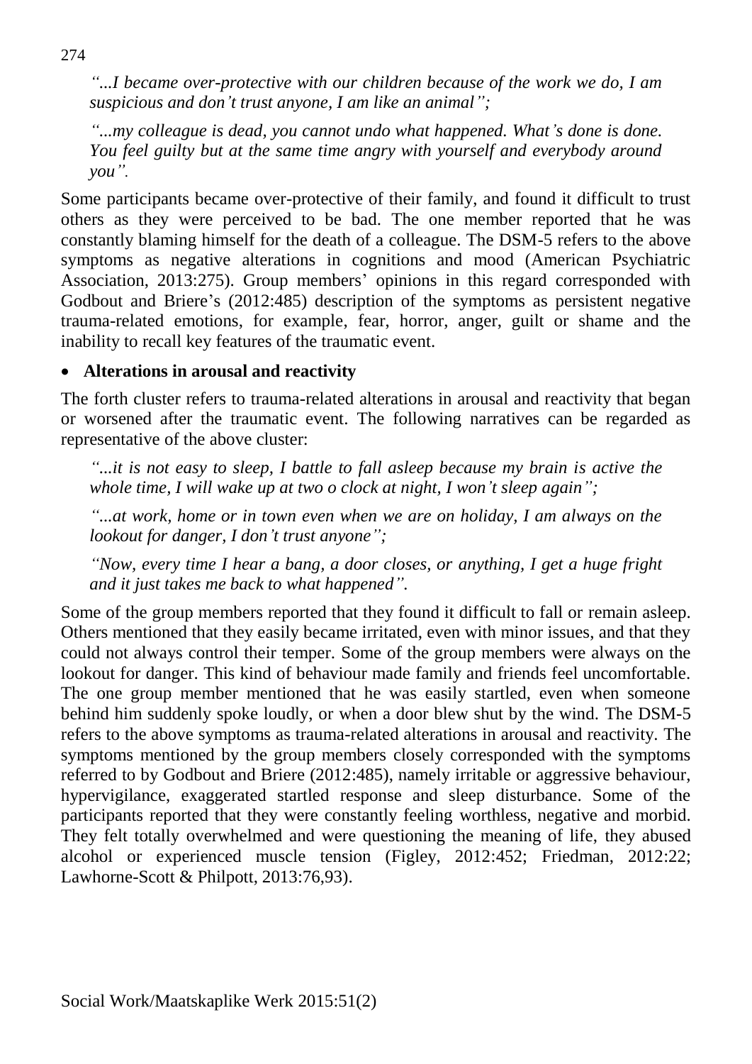*"...I became over-protective with our children because of the work we do, I am suspicious and don't trust anyone, I am like an animal";*

*"...my colleague is dead, you cannot undo what happened. What's done is done. You feel guilty but at the same time angry with yourself and everybody around you".*

Some participants became over-protective of their family, and found it difficult to trust others as they were perceived to be bad. The one member reported that he was constantly blaming himself for the death of a colleague. The DSM-5 refers to the above symptoms as negative alterations in cognitions and mood (American Psychiatric Association, 2013:275). Group members' opinions in this regard corresponded with Godbout and Briere's (2012:485) description of the symptoms as persistent negative trauma-related emotions, for example, fear, horror, anger, guilt or shame and the inability to recall key features of the traumatic event.

- **Alterations in arousal and reactivity**

The forth cluster refers to trauma-related alterations in arousal and reactivity that began or worsened after the traumatic event. The following narratives can be regarded as representative of the above cluster:

*"...it is not easy to sleep, I battle to fall asleep because my brain is active the whole time, I will wake up at two o clock at night, I won't sleep again";*

*"...at work, home or in town even when we are on holiday, I am always on the lookout for danger, I don't trust anyone";*

*"Now, every time I hear a bang, a door closes, or anything, I get a huge fright and it just takes me back to what happened".*

Some of the group members reported that they found it difficult to fall or remain asleep. Others mentioned that they easily became irritated, even with minor issues, and that they could not always control their temper. Some of the group members were always on the lookout for danger. This kind of behaviour made family and friends feel uncomfortable. The one group member mentioned that he was easily startled, even when someone behind him suddenly spoke loudly, or when a door blew shut by the wind. The DSM-5 refers to the above symptoms as trauma-related alterations in arousal and reactivity. The symptoms mentioned by the group members closely corresponded with the symptoms referred to by Godbout and Briere (2012:485), namely irritable or aggressive behaviour, hypervigilance, exaggerated startled response and sleep disturbance. Some of the participants reported that they were constantly feeling worthless, negative and morbid. They felt totally overwhelmed and were questioning the meaning of life, they abused alcohol or experienced muscle tension (Figley, 2012:452; Friedman, 2012:22; Lawhorne-Scott & Philpott, 2013:76,93).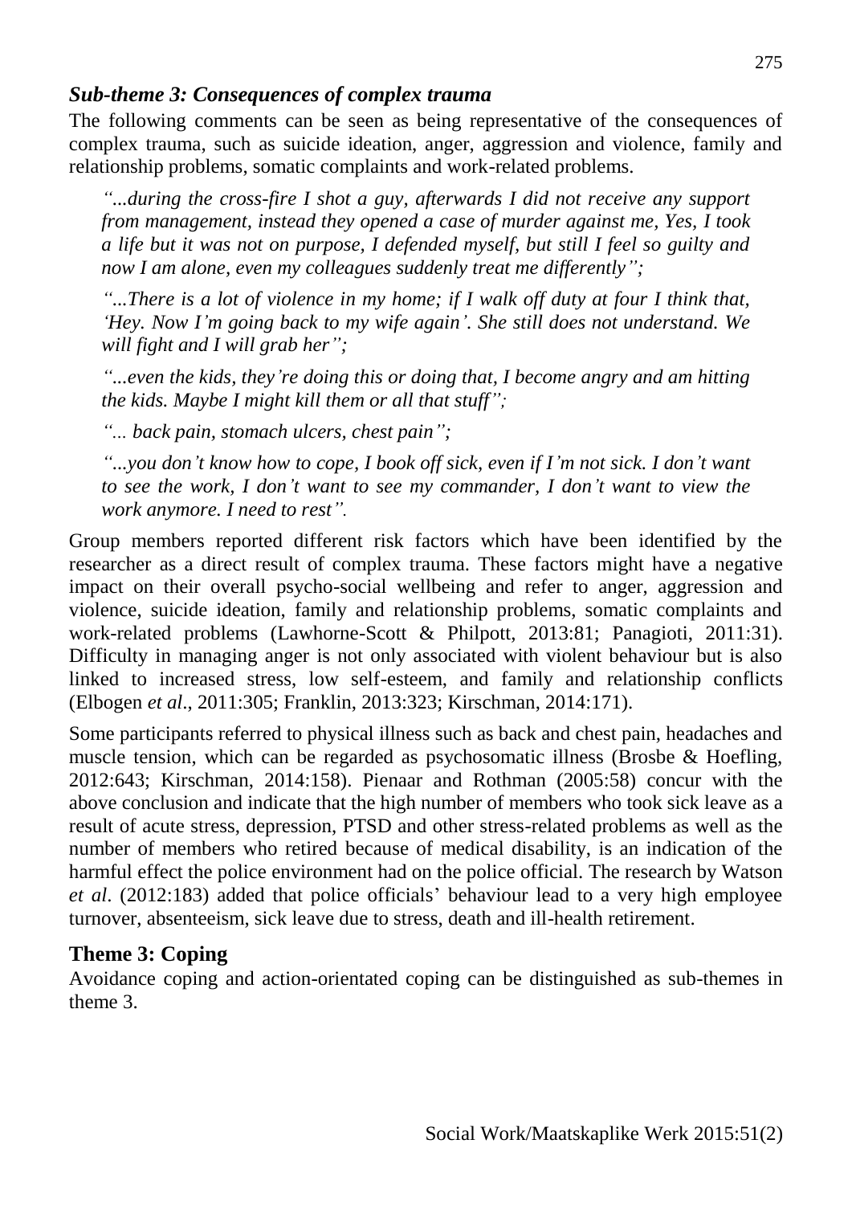### *Sub-theme 3: Consequences of complex trauma*

The following comments can be seen as being representative of the consequences of complex trauma, such as suicide ideation, anger, aggression and violence, family and relationship problems, somatic complaints and work-related problems.

> *"...during the cross-fire I shot a guy, afterwards I did not receive any support from management, instead they opened a case of murder against me, Yes, I took a life but it was not on purpose, I defended myself, but still I feel so guilty and now I am alone, even my colleagues suddenly treat me differently";*
>
> *"...There is a lot of violence in my home; if I walk off duty at four I think that, 'Hey. Now I'm going back to my wife again'. She still does not understand. We will fight and I will grab her";*
>
> *"...even the kids, they're doing this or doing that, I become angry and am hitting the kids. Maybe I might kill them or all that stuff";*
>
> *"... back pain, stomach ulcers, chest pain";*
>
> *"...you don't know how to cope, I book off sick, even if I'm not sick. I don't want to see the work, I don't want to see my commander, I don't want to view the work anymore. I need to rest".*

Group members reported different risk factors which have been identified by the researcher as a direct result of complex trauma. These factors might have a negative impact on their overall psycho-social wellbeing and refer to anger, aggression and violence, suicide ideation, family and relationship problems, somatic complaints and work-related problems (Lawhorne-Scott & Philpott, 2013:81; Panagioti, 2011:31). Difficulty in managing anger is not only associated with violent behaviour but is also linked to increased stress, low self-esteem, and family and relationship conflicts (Elbogen *et al*., 2011:305; Franklin, 2013:323; Kirschman, 2014:171).

Some participants referred to physical illness such as back and chest pain, headaches and muscle tension, which can be regarded as psychosomatic illness (Brosbe & Hoefling, 2012:643; Kirschman, 2014:158). Pienaar and Rothman (2005:58) concur with the above conclusion and indicate that the high number of members who took sick leave as a result of acute stress, depression, PTSD and other stress-related problems as well as the number of members who retired because of medical disability, is an indication of the harmful effect the police environment had on the police official. The research by Watson *et al*. (2012:183) added that police officials' behaviour lead to a very high employee turnover, absenteeism, sick leave due to stress, death and ill-health retirement.

## Theme 3: Coping

Avoidance coping and action-orientated coping can be distinguished as sub-themes in theme 3.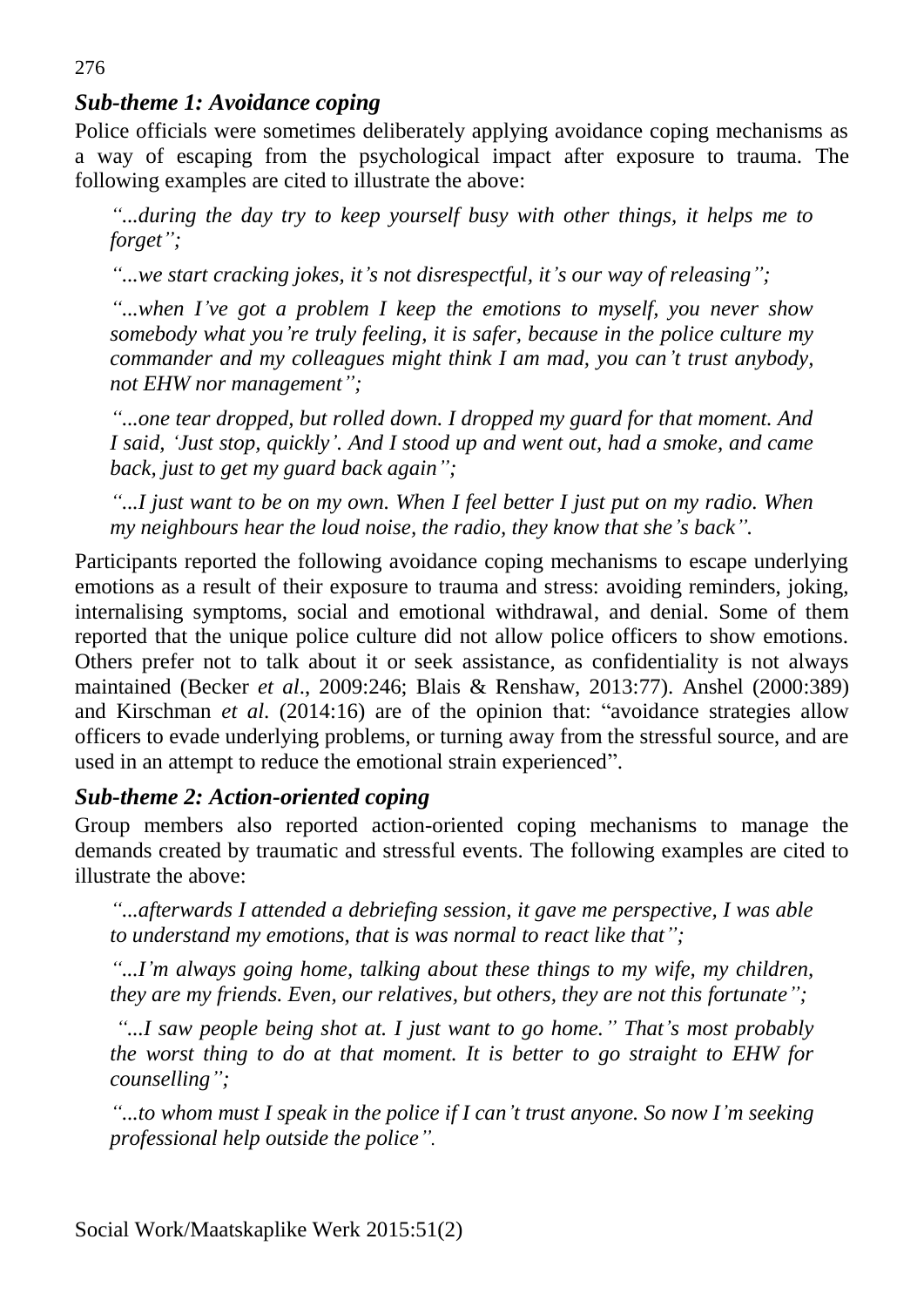### *Sub-theme 1: Avoidance coping*

Police officials were sometimes deliberately applying avoidance coping mechanisms as a way of escaping from the psychological impact after exposure to trauma. The following examples are cited to illustrate the above:

> *"...during the day try to keep yourself busy with other things, it helps me to forget";*
>
> *"...we start cracking jokes, it's not disrespectful, it's our way of releasing";*
>
> *"...when I've got a problem I keep the emotions to myself, you never show somebody what you're truly feeling, it is safer, because in the police culture my commander and my colleagues might think I am mad, you can't trust anybody, not EHW nor management";*
>
> *"...one tear dropped, but rolled down. I dropped my guard for that moment. And I said, 'Just stop, quickly'. And I stood up and went out, had a smoke, and came back, just to get my guard back again";*
>
> *"...I just want to be on my own. When I feel better I just put on my radio. When my neighbours hear the loud noise, the radio, they know that she's back".*

Participants reported the following avoidance coping mechanisms to escape underlying emotions as a result of their exposure to trauma and stress: avoiding reminders, joking, internalising symptoms, social and emotional withdrawal, and denial. Some of them reported that the unique police culture did not allow police officers to show emotions. Others prefer not to talk about it or seek assistance, as confidentiality is not always maintained (Becker *et al*., 2009:246; Blais & Renshaw, 2013:77). Anshel (2000:389) and Kirschman *et al*. (2014:16) are of the opinion that: "avoidance strategies allow officers to evade underlying problems, or turning away from the stressful source, and are used in an attempt to reduce the emotional strain experienced".

### *Sub-theme 2: Action-oriented coping*

Group members also reported action-oriented coping mechanisms to manage the demands created by traumatic and stressful events. The following examples are cited to illustrate the above:

> *"...afterwards I attended a debriefing session, it gave me perspective, I was able to understand my emotions, that is was normal to react like that";*
>
> *"...I'm always going home, talking about these things to my wife, my children, they are my friends. Even, our relatives, but others, they are not this fortunate";*
>
> *"...I saw people being shot at. I just want to go home." That's most probably the worst thing to do at that moment. It is better to go straight to EHW for counselling";*
>
> *"...to whom must I speak in the police if I can't trust anyone. So now I'm seeking professional help outside the police".*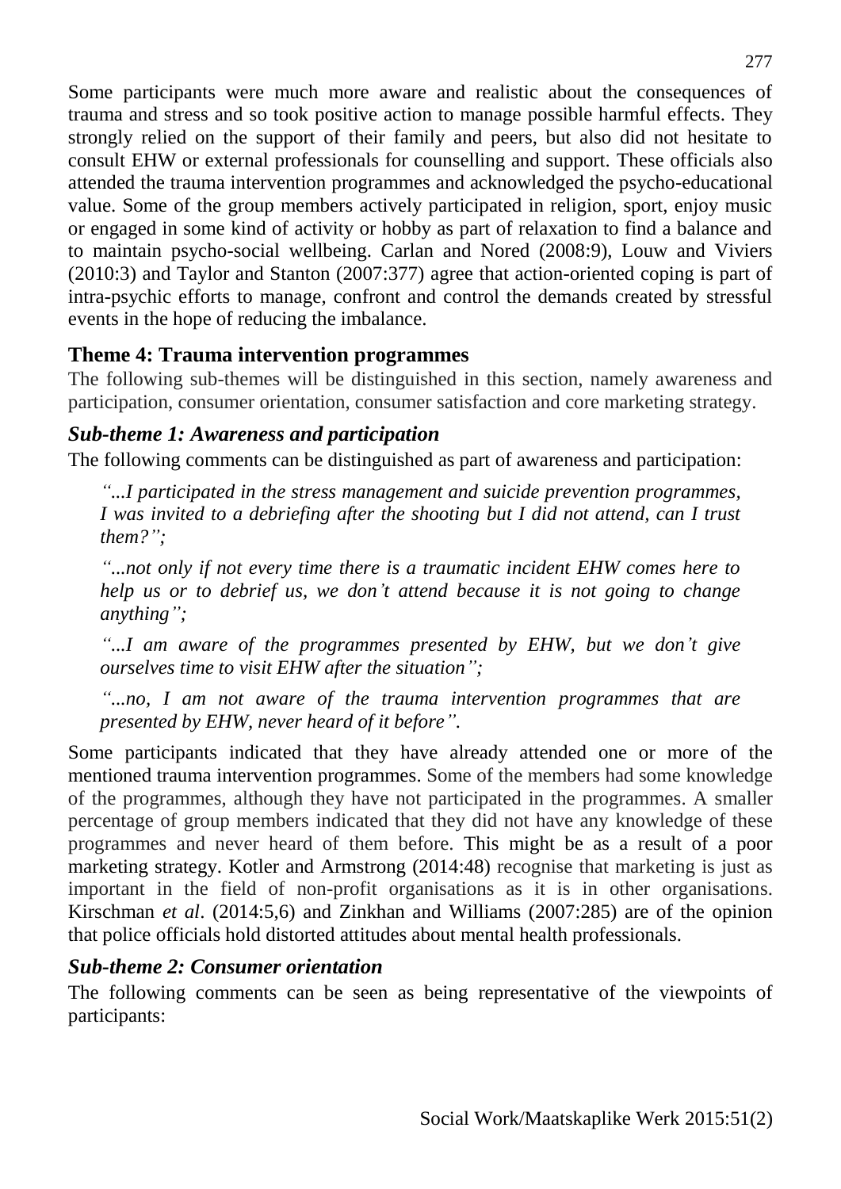Some participants were much more aware and realistic about the consequences of trauma and stress and so took positive action to manage possible harmful effects. They strongly relied on the support of their family and peers, but also did not hesitate to consult EHW or external professionals for counselling and support. These officials also attended the trauma intervention programmes and acknowledged the psycho-educational value. Some of the group members actively participated in religion, sport, enjoy music or engaged in some kind of activity or hobby as part of relaxation to find a balance and to maintain psycho-social wellbeing. Carlan and Nored (2008:9), Louw and Viviers (2010:3) and Taylor and Stanton (2007:377) agree that action-oriented coping is part of intra-psychic efforts to manage, confront and control the demands created by stressful events in the hope of reducing the imbalance.

## Theme 4: Trauma intervention programmes

The following sub-themes will be distinguished in this section, namely awareness and participation, consumer orientation, consumer satisfaction and core marketing strategy.

### *Sub-theme 1: Awareness and participation*

The following comments can be distinguished as part of awareness and participation:

> *"...I participated in the stress management and suicide prevention programmes, I was invited to a debriefing after the shooting but I did not attend, can I trust them?";*
>
> *"...not only if not every time there is a traumatic incident EHW comes here to help us or to debrief us, we don't attend because it is not going to change anything";*
>
> *"...I am aware of the programmes presented by EHW, but we don't give ourselves time to visit EHW after the situation";*
>
> *"...no, I am not aware of the trauma intervention programmes that are presented by EHW, never heard of it before".*

Some participants indicated that they have already attended one or more of the mentioned trauma intervention programmes. Some of the members had some knowledge of the programmes, although they have not participated in the programmes. A smaller percentage of group members indicated that they did not have any knowledge of these programmes and never heard of them before. This might be as a result of a poor marketing strategy. Kotler and Armstrong (2014:48) recognise that marketing is just as important in the field of non-profit organisations as it is in other organisations. Kirschman *et al*. (2014:5,6) and Zinkhan and Williams (2007:285) are of the opinion that police officials hold distorted attitudes about mental health professionals.

### *Sub-theme 2: Consumer orientation*

The following comments can be seen as being representative of the viewpoints of participants: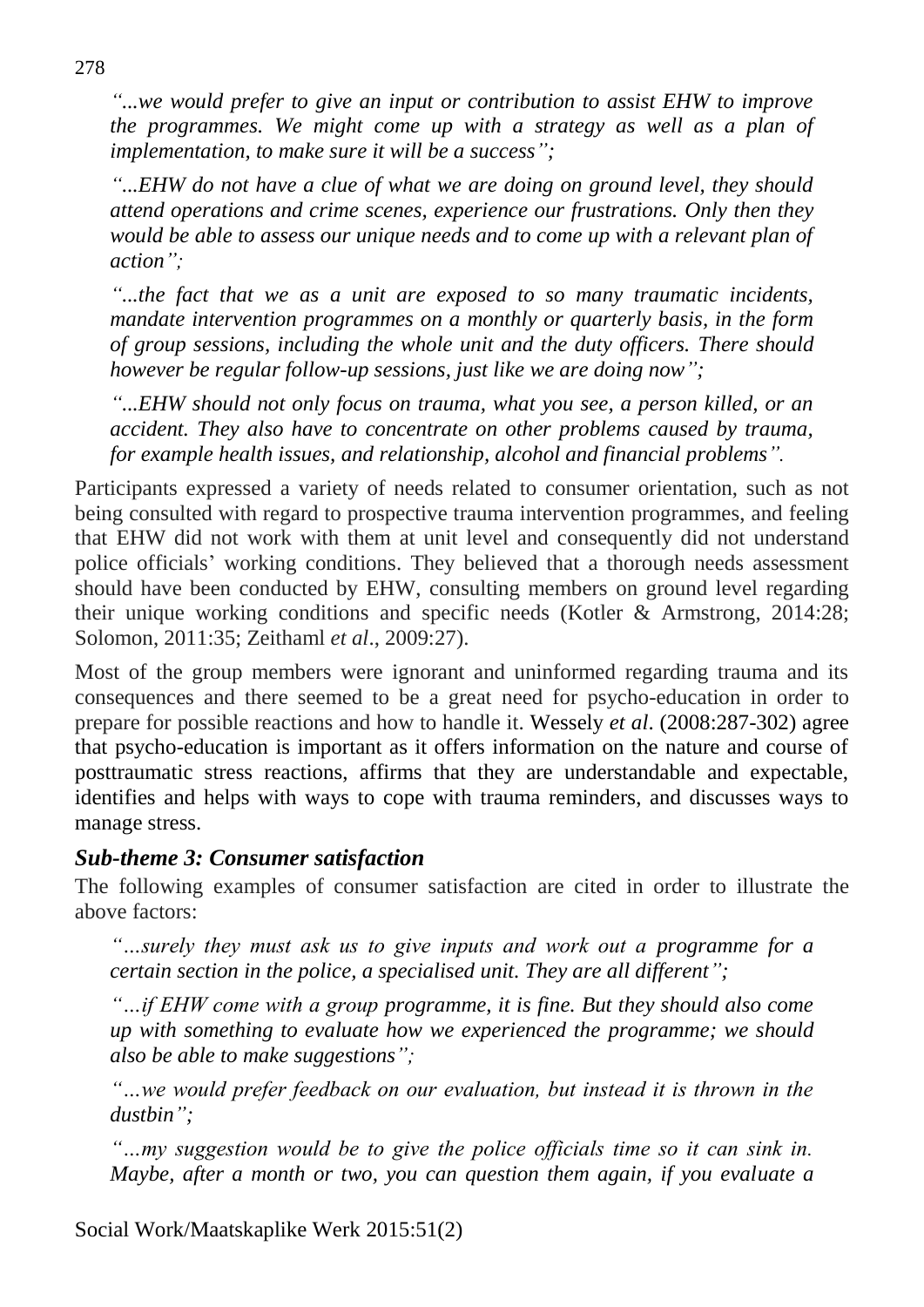*"...we would prefer to give an input or contribution to assist EHW to improve the programmes. We might come up with a strategy as well as a plan of implementation, to make sure it will be a success";*

*"...EHW do not have a clue of what we are doing on ground level, they should attend operations and crime scenes, experience our frustrations. Only then they would be able to assess our unique needs and to come up with a relevant plan of action";*

*"...the fact that we as a unit are exposed to so many traumatic incidents, mandate intervention programmes on a monthly or quarterly basis, in the form of group sessions, including the whole unit and the duty officers. There should however be regular follow-up sessions, just like we are doing now";*

*"...EHW should not only focus on trauma, what you see, a person killed, or an accident. They also have to concentrate on other problems caused by trauma, for example health issues, and relationship, alcohol and financial problems".*

Participants expressed a variety of needs related to consumer orientation, such as not being consulted with regard to prospective trauma intervention programmes, and feeling that EHW did not work with them at unit level and consequently did not understand police officials' working conditions. They believed that a thorough needs assessment should have been conducted by EHW, consulting members on ground level regarding their unique working conditions and specific needs (Kotler & Armstrong, 2014:28; Solomon, 2011:35; Zeithaml *et al*., 2009:27).

Most of the group members were ignorant and uninformed regarding trauma and its consequences and there seemed to be a great need for psycho-education in order to prepare for possible reactions and how to handle it. Wessely *et al*. (2008:287-302) agree that psycho-education is important as it offers information on the nature and course of posttraumatic stress reactions, affirms that they are understandable and expectable, identifies and helps with ways to cope with trauma reminders, and discusses ways to manage stress.

### *Sub-theme 3: Consumer satisfaction*

The following examples of consumer satisfaction are cited in order to illustrate the above factors:

*"…surely they must ask us to give inputs and work out a programme for a certain section in the police, a specialised unit. They are all different";*

*"…if EHW come with a group programme, it is fine. But they should also come up with something to evaluate how we experienced the programme; we should also be able to make suggestions";*

*"…we would prefer feedback on our evaluation, but instead it is thrown in the dustbin";*

*"…my suggestion would be to give the police officials time so it can sink in. Maybe, after a month or two, you can question them again, if you evaluate a*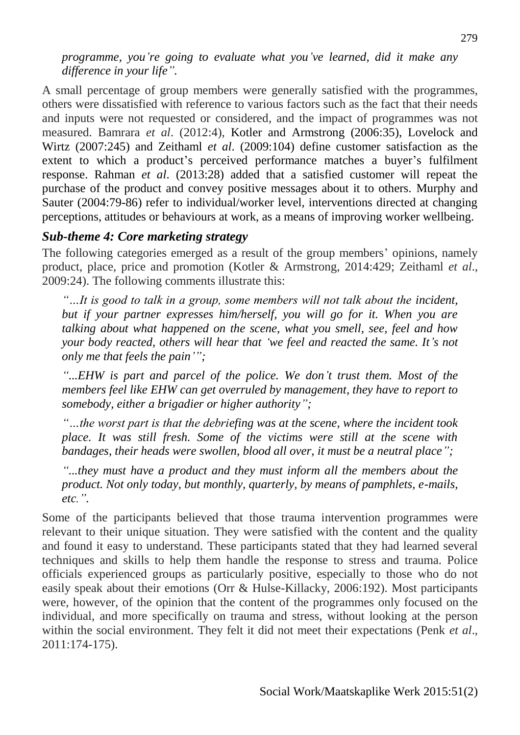*programme, you're going to evaluate what you've learned, did it make any difference in your life".*

A small percentage of group members were generally satisfied with the programmes, others were dissatisfied with reference to various factors such as the fact that their needs and inputs were not requested or considered, and the impact of programmes was not measured. Bamrara *et al*. (2012:4), Kotler and Armstrong (2006:35), Lovelock and Wirtz (2007:245) and Zeithaml *et al*. (2009:104) define customer satisfaction as the extent to which a product's perceived performance matches a buyer's fulfilment response. Rahman *et al*. (2013:28) added that a satisfied customer will repeat the purchase of the product and convey positive messages about it to others. Murphy and Sauter (2004:79-86) refer to individual/worker level, interventions directed at changing perceptions, attitudes or behaviours at work, as a means of improving worker wellbeing.

### *Sub-theme 4: Core marketing strategy*

The following categories emerged as a result of the group members' opinions, namely product, place, price and promotion (Kotler & Armstrong, 2014:429; Zeithaml *et al*., 2009:24). The following comments illustrate this:

> *"…It is good to talk in a group, some members will not talk about the incident, but if your partner expresses him/herself, you will go for it. When you are talking about what happened on the scene, what you smell, see, feel and how your body reacted, others will hear that 'we feel and reacted the same. It's not only me that feels the pain'";*
>
> *"...EHW is part and parcel of the police. We don't trust them. Most of the members feel like EHW can get overruled by management, they have to report to somebody, either a brigadier or higher authority";*
>
> *"…the worst part is that the debriefing was at the scene, where the incident took place. It was still fresh. Some of the victims were still at the scene with bandages, their heads were swollen, blood all over, it must be a neutral place";*
>
> *"...they must have a product and they must inform all the members about the product. Not only today, but monthly, quarterly, by means of pamphlets, e-mails, etc.".*

Some of the participants believed that those trauma intervention programmes were relevant to their unique situation. They were satisfied with the content and the quality and found it easy to understand. These participants stated that they had learned several techniques and skills to help them handle the response to stress and trauma. Police officials experienced groups as particularly positive, especially to those who do not easily speak about their emotions (Orr & Hulse-Killacky, 2006:192). Most participants were, however, of the opinion that the content of the programmes only focused on the individual, and more specifically on trauma and stress, without looking at the person within the social environment. They felt it did not meet their expectations (Penk *et al*., 2011:174-175).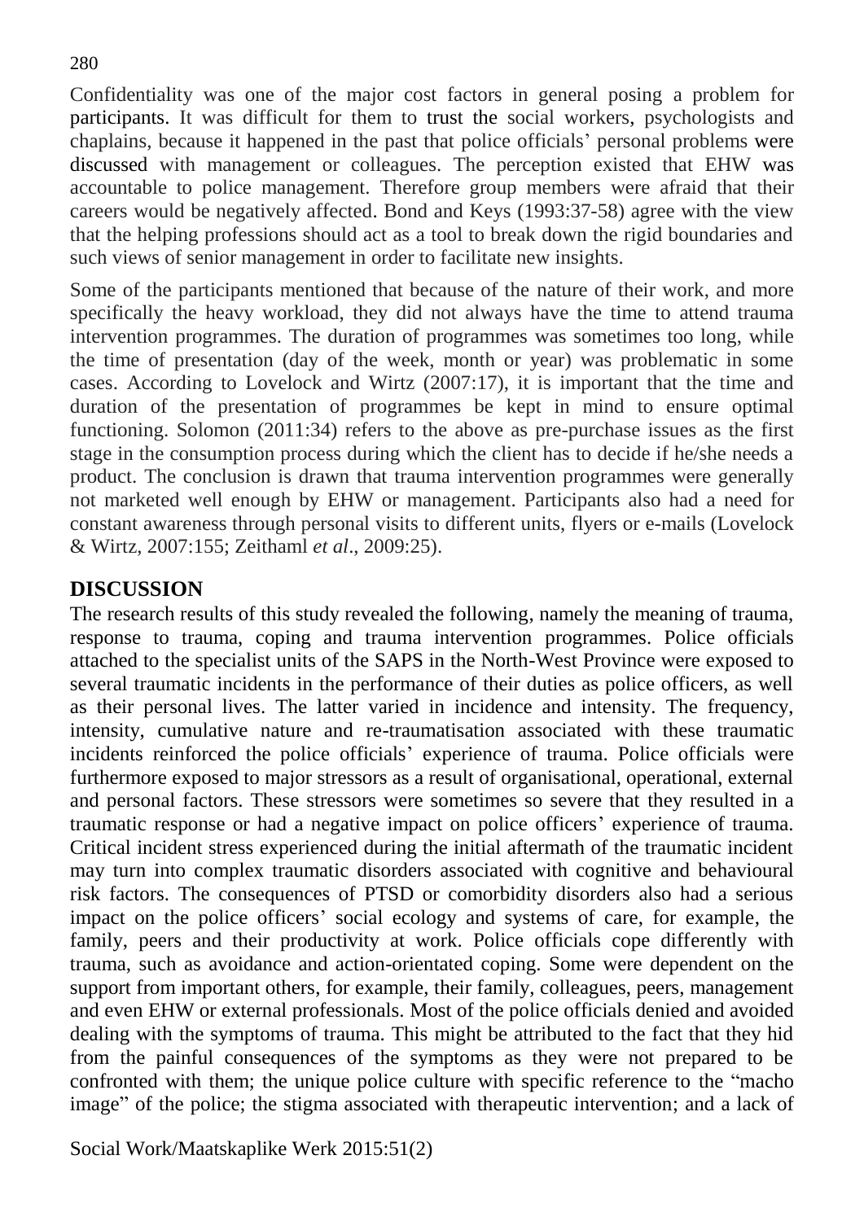Confidentiality was one of the major cost factors in general posing a problem for participants. It was difficult for them to trust the social workers, psychologists and chaplains, because it happened in the past that police officials' personal problems were discussed with management or colleagues. The perception existed that EHW was accountable to police management. Therefore group members were afraid that their careers would be negatively affected. Bond and Keys (1993:37-58) agree with the view that the helping professions should act as a tool to break down the rigid boundaries and such views of senior management in order to facilitate new insights.

Some of the participants mentioned that because of the nature of their work, and more specifically the heavy workload, they did not always have the time to attend trauma intervention programmes. The duration of programmes was sometimes too long, while the time of presentation (day of the week, month or year) was problematic in some cases. According to Lovelock and Wirtz (2007:17), it is important that the time and duration of the presentation of programmes be kept in mind to ensure optimal functioning. Solomon (2011:34) refers to the above as pre-purchase issues as the first stage in the consumption process during which the client has to decide if he/she needs a product. The conclusion is drawn that trauma intervention programmes were generally not marketed well enough by EHW or management. Participants also had a need for constant awareness through personal visits to different units, flyers or e-mails (Lovelock & Wirtz, 2007:155; Zeithaml *et al*., 2009:25).

## DISCUSSION

The research results of this study revealed the following, namely the meaning of trauma, response to trauma, coping and trauma intervention programmes. Police officials attached to the specialist units of the SAPS in the North-West Province were exposed to several traumatic incidents in the performance of their duties as police officers, as well as their personal lives. The latter varied in incidence and intensity. The frequency, intensity, cumulative nature and re-traumatisation associated with these traumatic incidents reinforced the police officials' experience of trauma. Police officials were furthermore exposed to major stressors as a result of organisational, operational, external and personal factors. These stressors were sometimes so severe that they resulted in a traumatic response or had a negative impact on police officers' experience of trauma. Critical incident stress experienced during the initial aftermath of the traumatic incident may turn into complex traumatic disorders associated with cognitive and behavioural risk factors. The consequences of PTSD or comorbidity disorders also had a serious impact on the police officers' social ecology and systems of care, for example, the family, peers and their productivity at work. Police officials cope differently with trauma, such as avoidance and action-orientated coping. Some were dependent on the support from important others, for example, their family, colleagues, peers, management and even EHW or external professionals. Most of the police officials denied and avoided dealing with the symptoms of trauma. This might be attributed to the fact that they hid from the painful consequences of the symptoms as they were not prepared to be confronted with them; the unique police culture with specific reference to the "macho image" of the police; the stigma associated with therapeutic intervention; and a lack of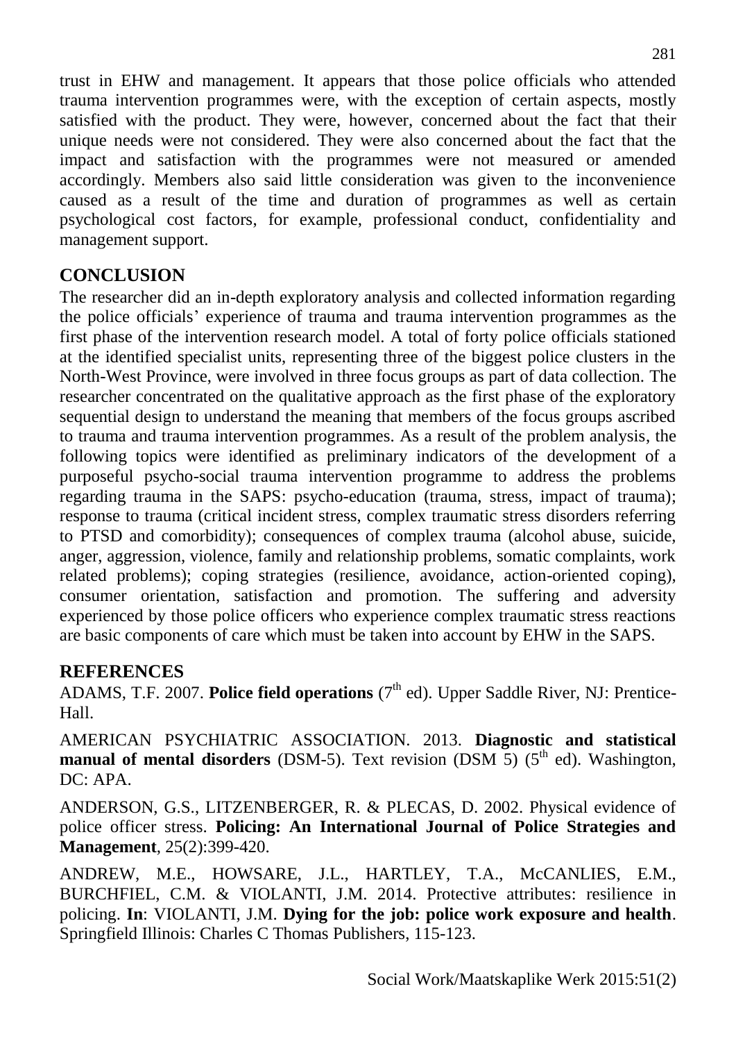trust in EHW and management. It appears that those police officials who attended trauma intervention programmes were, with the exception of certain aspects, mostly satisfied with the product. They were, however, concerned about the fact that their unique needs were not considered. They were also concerned about the fact that the impact and satisfaction with the programmes were not measured or amended accordingly. Members also said little consideration was given to the inconvenience caused as a result of the time and duration of programmes as well as certain psychological cost factors, for example, professional conduct, confidentiality and management support.

## CONCLUSION

The researcher did an in-depth exploratory analysis and collected information regarding the police officials' experience of trauma and trauma intervention programmes as the first phase of the intervention research model. A total of forty police officials stationed at the identified specialist units, representing three of the biggest police clusters in the North-West Province, were involved in three focus groups as part of data collection. The researcher concentrated on the qualitative approach as the first phase of the exploratory sequential design to understand the meaning that members of the focus groups ascribed to trauma and trauma intervention programmes. As a result of the problem analysis, the following topics were identified as preliminary indicators of the development of a purposeful psycho-social trauma intervention programme to address the problems regarding trauma in the SAPS: psycho-education (trauma, stress, impact of trauma); response to trauma (critical incident stress, complex traumatic stress disorders referring to PTSD and comorbidity); consequences of complex trauma (alcohol abuse, suicide, anger, aggression, violence, family and relationship problems, somatic complaints, work related problems); coping strategies (resilience, avoidance, action-oriented coping), consumer orientation, satisfaction and promotion. The suffering and adversity experienced by those police officers who experience complex traumatic stress reactions are basic components of care which must be taken into account by EHW in the SAPS.

## REFERENCES

ADAMS, T.F. 2007. **Police field operations** (7th ed). Upper Saddle River, NJ: Prentice-Hall.

AMERICAN PSYCHIATRIC ASSOCIATION. 2013. **Diagnostic and statistical manual of mental disorders** (DSM-5). Text revision (DSM 5) (5th ed). Washington, DC: APA.

ANDERSON, G.S., LITZENBERGER, R. & PLECAS, D. 2002. Physical evidence of police officer stress. **Policing: An International Journal of Police Strategies and Management**, 25(2):399-420.

ANDREW, M.E., HOWSARE, J.L., HARTLEY, T.A., McCANLIES, E.M., BURCHFIEL, C.M. & VIOLANTI, J.M. 2014. Protective attributes: resilience in policing. **In**: VIOLANTI, J.M. **Dying for the job: police work exposure and health**. Springfield Illinois: Charles C Thomas Publishers, 115-123.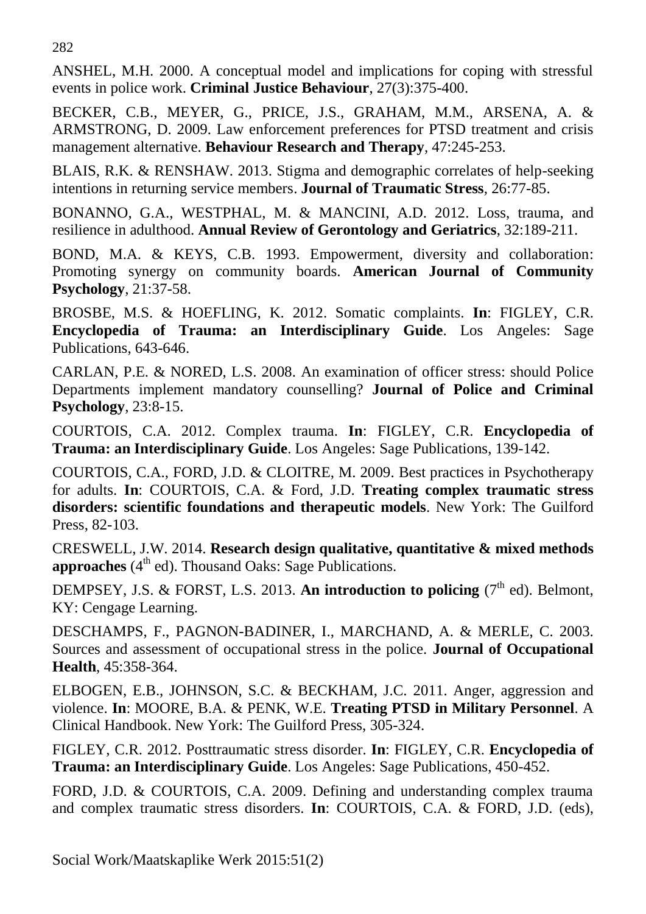ANSHEL, M.H. 2000. A conceptual model and implications for coping with stressful events in police work. **Criminal Justice Behaviour**, 27(3):375-400.

BECKER, C.B., MEYER, G., PRICE, J.S., GRAHAM, M.M., ARSENA, A. & ARMSTRONG, D. 2009. Law enforcement preferences for PTSD treatment and crisis management alternative. **Behaviour Research and Therapy**, 47:245-253.

BLAIS, R.K. & RENSHAW. 2013. Stigma and demographic correlates of help-seeking intentions in returning service members. **Journal of Traumatic Stress**, 26:77-85.

BONANNO, G.A., WESTPHAL, M. & MANCINI, A.D. 2012. Loss, trauma, and resilience in adulthood. **Annual Review of Gerontology and Geriatrics**, 32:189-211.

BOND, M.A. & KEYS, C.B. 1993. Empowerment, diversity and collaboration: Promoting synergy on community boards. **American Journal of Community Psychology**, 21:37-58.

BROSBE, M.S. & HOEFLING, K. 2012. Somatic complaints. **In**: FIGLEY, C.R. **Encyclopedia of Trauma: an Interdisciplinary Guide**. Los Angeles: Sage Publications, 643-646.

CARLAN, P.E. & NORED, L.S. 2008. An examination of officer stress: should Police Departments implement mandatory counselling? **Journal of Police and Criminal Psychology**, 23:8-15.

COURTOIS, C.A. 2012. Complex trauma. **In**: FIGLEY, C.R. **Encyclopedia of Trauma: an Interdisciplinary Guide**. Los Angeles: Sage Publications, 139-142.

COURTOIS, C.A., FORD, J.D. & CLOITRE, M. 2009. Best practices in Psychotherapy for adults. **In**: COURTOIS, C.A. & Ford, J.D. **Treating complex traumatic stress disorders: scientific foundations and therapeutic models**. New York: The Guilford Press, 82-103.

CRESWELL, J.W. 2014. **Research design qualitative, quantitative & mixed methods approaches** (4th ed). Thousand Oaks: Sage Publications.

DEMPSEY, J.S. & FORST, L.S. 2013. **An introduction to policing** (7th ed). Belmont, KY: Cengage Learning.

DESCHAMPS, F., PAGNON-BADINER, I., MARCHAND, A. & MERLE, C. 2003. Sources and assessment of occupational stress in the police. **Journal of Occupational Health**, 45:358-364.

ELBOGEN, E.B., JOHNSON, S.C. & BECKHAM, J.C. 2011. Anger, aggression and violence. **In**: MOORE, B.A. & PENK, W.E. **Treating PTSD in Military Personnel**. A Clinical Handbook. New York: The Guilford Press, 305-324.

FIGLEY, C.R. 2012. Posttraumatic stress disorder. **In**: FIGLEY, C.R. **Encyclopedia of Trauma: an Interdisciplinary Guide**. Los Angeles: Sage Publications, 450-452.

FORD, J.D. & COURTOIS, C.A. 2009. Defining and understanding complex trauma and complex traumatic stress disorders. **In**: COURTOIS, C.A. & FORD, J.D. (eds),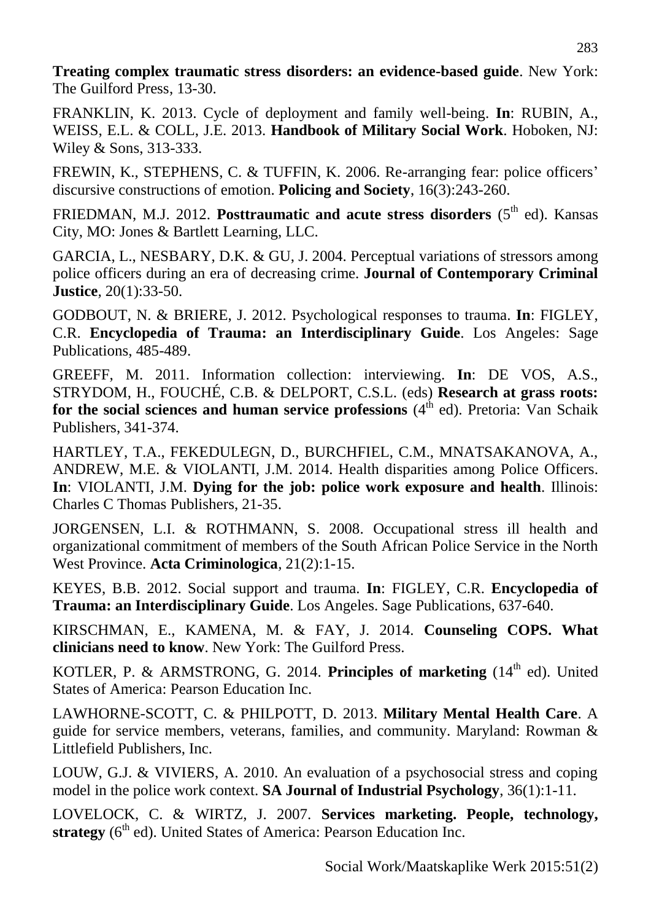**Treating complex traumatic stress disorders: an evidence-based guide**. New York: The Guilford Press, 13-30.

FRANKLIN, K. 2013. Cycle of deployment and family well-being. **In**: RUBIN, A., WEISS, E.L. & COLL, J.E. 2013. **Handbook of Military Social Work**. Hoboken, NJ: Wiley & Sons, 313-333.

FREWIN, K., STEPHENS, C. & TUFFIN, K. 2006. Re-arranging fear: police officers' discursive constructions of emotion. **Policing and Society**, 16(3):243-260.

FRIEDMAN, M.J. 2012. **Posttraumatic and acute stress disorders** (5th ed). Kansas City, MO: Jones & Bartlett Learning, LLC.

GARCIA, L., NESBARY, D.K. & GU, J. 2004. Perceptual variations of stressors among police officers during an era of decreasing crime. **Journal of Contemporary Criminal Justice**, 20(1):33-50.

GODBOUT, N. & BRIERE, J. 2012. Psychological responses to trauma. **In**: FIGLEY, C.R. **Encyclopedia of Trauma: an Interdisciplinary Guide**. Los Angeles: Sage Publications, 485-489.

GREEFF, M. 2011. Information collection: interviewing. **In**: DE VOS, A.S., STRYDOM, H., FOUCHÉ, C.B. & DELPORT, C.S.L. (eds) **Research at grass roots: for the social sciences and human service professions** (4th ed). Pretoria: Van Schaik Publishers, 341-374.

HARTLEY, T.A., FEKEDULEGN, D., BURCHFIEL, C.M., MNATSAKANOVA, A., ANDREW, M.E. & VIOLANTI, J.M. 2014. Health disparities among Police Officers. **In**: VIOLANTI, J.M. **Dying for the job: police work exposure and health**. Illinois: Charles C Thomas Publishers, 21-35.

JORGENSEN, L.I. & ROTHMANN, S. 2008. Occupational stress ill health and organizational commitment of members of the South African Police Service in the North West Province. **Acta Criminologica**, 21(2):1-15.

KEYES, B.B. 2012. Social support and trauma. **In**: FIGLEY, C.R. **Encyclopedia of Trauma: an Interdisciplinary Guide**. Los Angeles. Sage Publications, 637-640.

KIRSCHMAN, E., KAMENA, M. & FAY, J. 2014. **Counseling COPS. What clinicians need to know**. New York: The Guilford Press.

KOTLER, P. & ARMSTRONG, G. 2014. **Principles of marketing** (14th ed). United States of America: Pearson Education Inc.

LAWHORNE-SCOTT, C. & PHILPOTT, D. 2013. **Military Mental Health Care**. A guide for service members, veterans, families, and community. Maryland: Rowman & Littlefield Publishers, Inc.

LOUW, G.J. & VIVIERS, A. 2010. An evaluation of a psychosocial stress and coping model in the police work context. **SA Journal of Industrial Psychology**, 36(1):1-11.

LOVELOCK, C. & WIRTZ, J. 2007. **Services marketing. People, technology, strategy** (6th ed). United States of America: Pearson Education Inc.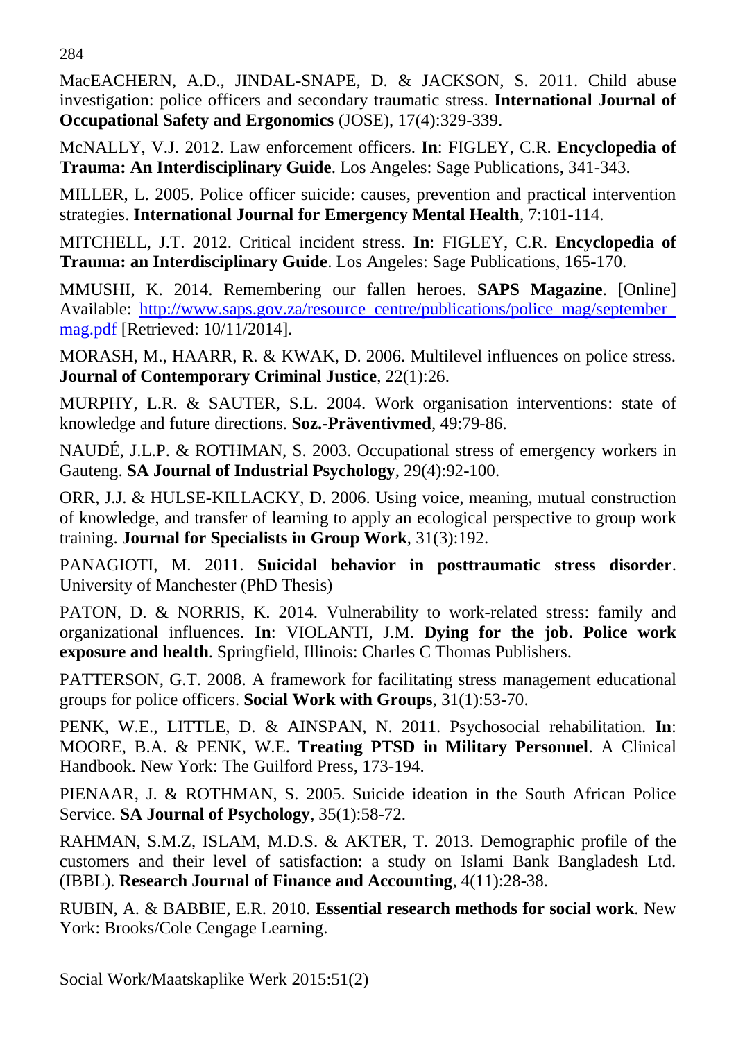MacEACHERN, A.D., JINDAL-SNAPE, D. & JACKSON, S. 2011. Child abuse investigation: police officers and secondary traumatic stress. **International Journal of Occupational Safety and Ergonomics** (JOSE), 17(4):329-339.

McNALLY, V.J. 2012. Law enforcement officers. **In**: FIGLEY, C.R. **Encyclopedia of Trauma: An Interdisciplinary Guide**. Los Angeles: Sage Publications, 341-343.

MILLER, L. 2005. Police officer suicide: causes, prevention and practical intervention strategies. **International Journal for Emergency Mental Health**, 7:101-114.

MITCHELL, J.T. 2012. Critical incident stress. **In**: FIGLEY, C.R. **Encyclopedia of Trauma: an Interdisciplinary Guide**. Los Angeles: Sage Publications, 165-170.

MMUSHI, K. 2014. Remembering our fallen heroes. **SAPS Magazine**. [Online] Available: [http://www.saps.gov.za/resource_centre/publications/police_mag/september_mag.pdf](http://www.saps.gov.za/resource_centre/publications/police_mag/september_mag.pdf) [Retrieved: 10/11/2014].

MORASH, M., HAARR, R. & KWAK, D. 2006. Multilevel influences on police stress. **Journal of Contemporary Criminal Justice**, 22(1):26.

MURPHY, L.R. & SAUTER, S.L. 2004. Work organisation interventions: state of knowledge and future directions. **Soz.-Präventivmed**, 49:79-86.

NAUDÉ, J.L.P. & ROTHMAN, S. 2003. Occupational stress of emergency workers in Gauteng. **SA Journal of Industrial Psychology**, 29(4):92-100.

ORR, J.J. & HULSE-KILLACKY, D. 2006. Using voice, meaning, mutual construction of knowledge, and transfer of learning to apply an ecological perspective to group work training. **Journal for Specialists in Group Work**, 31(3):192.

PANAGIOTI, M. 2011. **Suicidal behavior in posttraumatic stress disorder**. University of Manchester (PhD Thesis)

PATON, D. & NORRIS, K. 2014. Vulnerability to work-related stress: family and organizational influences. **In**: VIOLANTI, J.M. **Dying for the job. Police work exposure and health**. Springfield, Illinois: Charles C Thomas Publishers.

PATTERSON, G.T. 2008. A framework for facilitating stress management educational groups for police officers. **Social Work with Groups**, 31(1):53-70.

PENK, W.E., LITTLE, D. & AINSPAN, N. 2011. Psychosocial rehabilitation. **In**: MOORE, B.A. & PENK, W.E. **Treating PTSD in Military Personnel**. A Clinical Handbook. New York: The Guilford Press, 173-194.

PIENAAR, J. & ROTHMAN, S. 2005. Suicide ideation in the South African Police Service. **SA Journal of Psychology**, 35(1):58-72.

RAHMAN, S.M.Z, ISLAM, M.D.S. & AKTER, T. 2013. Demographic profile of the customers and their level of satisfaction: a study on Islami Bank Bangladesh Ltd. (IBBL). **Research Journal of Finance and Accounting**, 4(11):28-38.

RUBIN, A. & BABBIE, E.R. 2010. **Essential research methods for social work**. New York: Brooks/Cole Cengage Learning.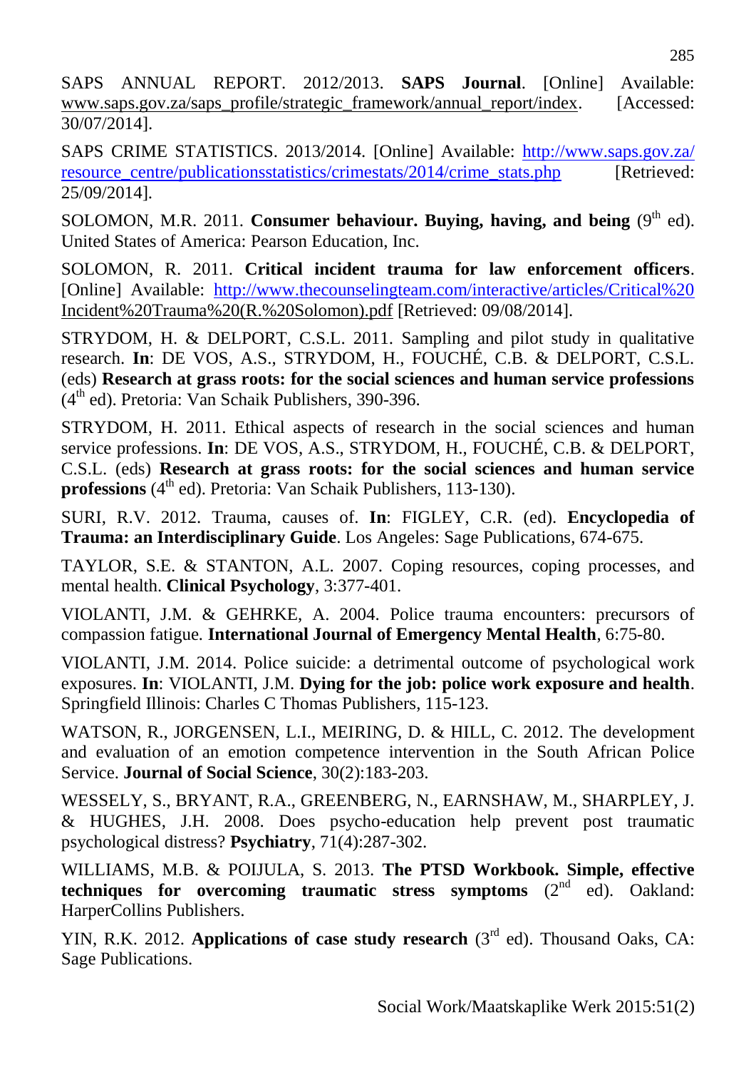SAPS ANNUAL REPORT. 2012/2013. **SAPS Journal**. [Online] Available: www.saps.gov.za/saps_profile/strategic_framework/annual_report/index. [Accessed: 30/07/2014].

SAPS CRIME STATISTICS. 2013/2014. [Online] Available: http://www.saps.gov.za/resource_centre/publicationsstatistics/crimestats/2014/crime_stats.php [Retrieved: 25/09/2014].

SOLOMON, M.R. 2011. **Consumer behaviour. Buying, having, and being** (9th ed). United States of America: Pearson Education, Inc.

SOLOMON, R. 2011. **Critical incident trauma for law enforcement officers**. [Online] Available: http://www.thecounselingteam.com/interactive/articles/Critical%20Incident%20Trauma%20(R.%20Solomon).pdf [Retrieved: 09/08/2014].

STRYDOM, H. & DELPORT, C.S.L. 2011. Sampling and pilot study in qualitative research. **In**: DE VOS, A.S., STRYDOM, H., FOUCHÉ, C.B. & DELPORT, C.S.L. (eds) **Research at grass roots: for the social sciences and human service professions** (4th ed). Pretoria: Van Schaik Publishers, 390-396.

STRYDOM, H. 2011. Ethical aspects of research in the social sciences and human service professions. **In**: DE VOS, A.S., STRYDOM, H., FOUCHÉ, C.B. & DELPORT, C.S.L. (eds) **Research at grass roots: for the social sciences and human service professions** (4th ed). Pretoria: Van Schaik Publishers, 113-130).

SURI, R.V. 2012. Trauma, causes of. **In**: FIGLEY, C.R. (ed). **Encyclopedia of Trauma: an Interdisciplinary Guide**. Los Angeles: Sage Publications, 674-675.

TAYLOR, S.E. & STANTON, A.L. 2007. Coping resources, coping processes, and mental health. **Clinical Psychology**, 3:377-401.

VIOLANTI, J.M. & GEHRKE, A. 2004. Police trauma encounters: precursors of compassion fatigue. **International Journal of Emergency Mental Health**, 6:75-80.

VIOLANTI, J.M. 2014. Police suicide: a detrimental outcome of psychological work exposures. **In**: VIOLANTI, J.M. **Dying for the job: police work exposure and health**. Springfield Illinois: Charles C Thomas Publishers, 115-123.

WATSON, R., JORGENSEN, L.I., MEIRING, D. & HILL, C. 2012. The development and evaluation of an emotion competence intervention in the South African Police Service. **Journal of Social Science**, 30(2):183-203.

WESSELY, S., BRYANT, R.A., GREENBERG, N., EARNSHAW, M., SHARPLEY, J. & HUGHES, J.H. 2008. Does psycho-education help prevent post traumatic psychological distress? **Psychiatry**, 71(4):287-302.

WILLIAMS, M.B. & POIJULA, S. 2013. **The PTSD Workbook. Simple, effective techniques for overcoming traumatic stress symptoms** (2nd ed). Oakland: HarperCollins Publishers.

YIN, R.K. 2012. **Applications of case study research** (3rd ed). Thousand Oaks, CA: Sage Publications.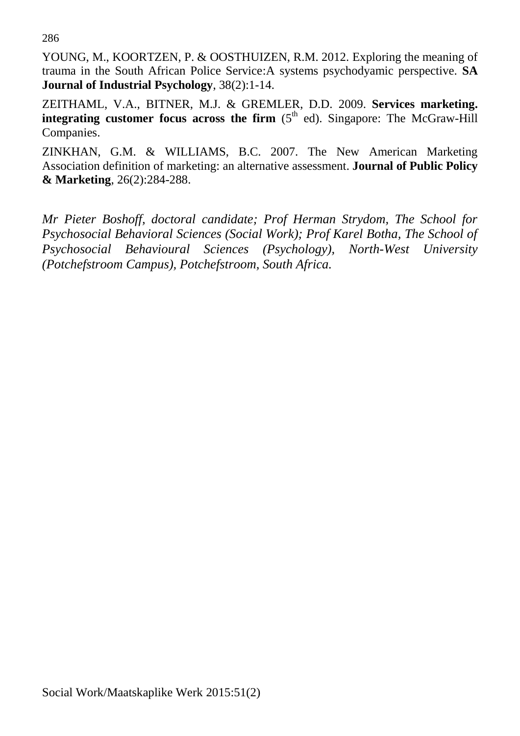YOUNG, M., KOORTZEN, P. & OOSTHUIZEN, R.M. 2012. Exploring the meaning of trauma in the South African Police Service:A systems psychodyamic perspective. **SA Journal of Industrial Psychology**, 38(2):1-14.

ZEITHAML, V.A., BITNER, M.J. & GREMLER, D.D. 2009. **Services marketing. integrating customer focus across the firm** (5th ed). Singapore: The McGraw-Hill Companies.

ZINKHAN, G.M. & WILLIAMS, B.C. 2007. The New American Marketing Association definition of marketing: an alternative assessment. **Journal of Public Policy & Marketing**, 26(2):284-288.

*Mr Pieter Boshoff, doctoral candidate; Prof Herman Strydom, The School for Psychosocial Behavioral Sciences (Social Work); Prof Karel Botha, The School of Psychosocial Behavioural Sciences (Psychology), North-West University (Potchefstroom Campus), Potchefstroom, South Africa.*